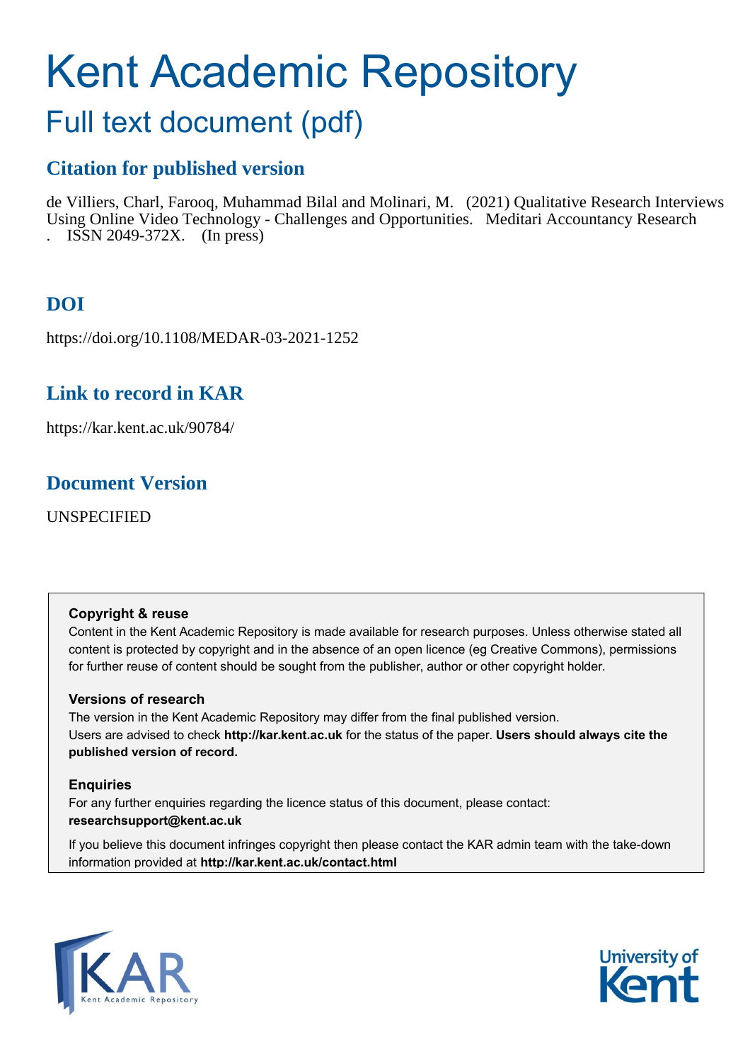# Kent Academic Repository

## Full text document (pdf)

### Citation for published version

de Villiers, Charl, Farooq, Muhammad Bilal and Molinari, M. (2021) Qualitative Research Interviews Using Online Video Technology - Challenges and Opportunities. Meditari Accountancy Research . ISSN 2049-372X. (In press)

### DOI

https://doi.org/10.1108/MEDAR-03-2021-1252

### Link to record in KAR

https://kar.kent.ac.uk/90784/

### Document Version

UNSPECIFIED

**Copyright & reuse**

Content in the Kent Academic Repository is made available for research purposes. Unless otherwise stated all content is protected by copyright and in the absence of an open licence (eg Creative Commons), permissions for further reuse of content should be sought from the publisher, author or other copyright holder.

**Versions of research**

The version in the Kent Academic Repository may differ from the final published version. Users are advised to check **http://kar.kent.ac.uk** for the status of the paper. **Users should always cite the published version of record.**

**Enquiries**

For any further enquiries regarding the licence status of this document, please contact: **researchsupport@kent.ac.uk**

If you believe this document infringes copyright then please contact the KAR admin team with the take-down information provided at **http://kar.kent.ac.uk/contact.html**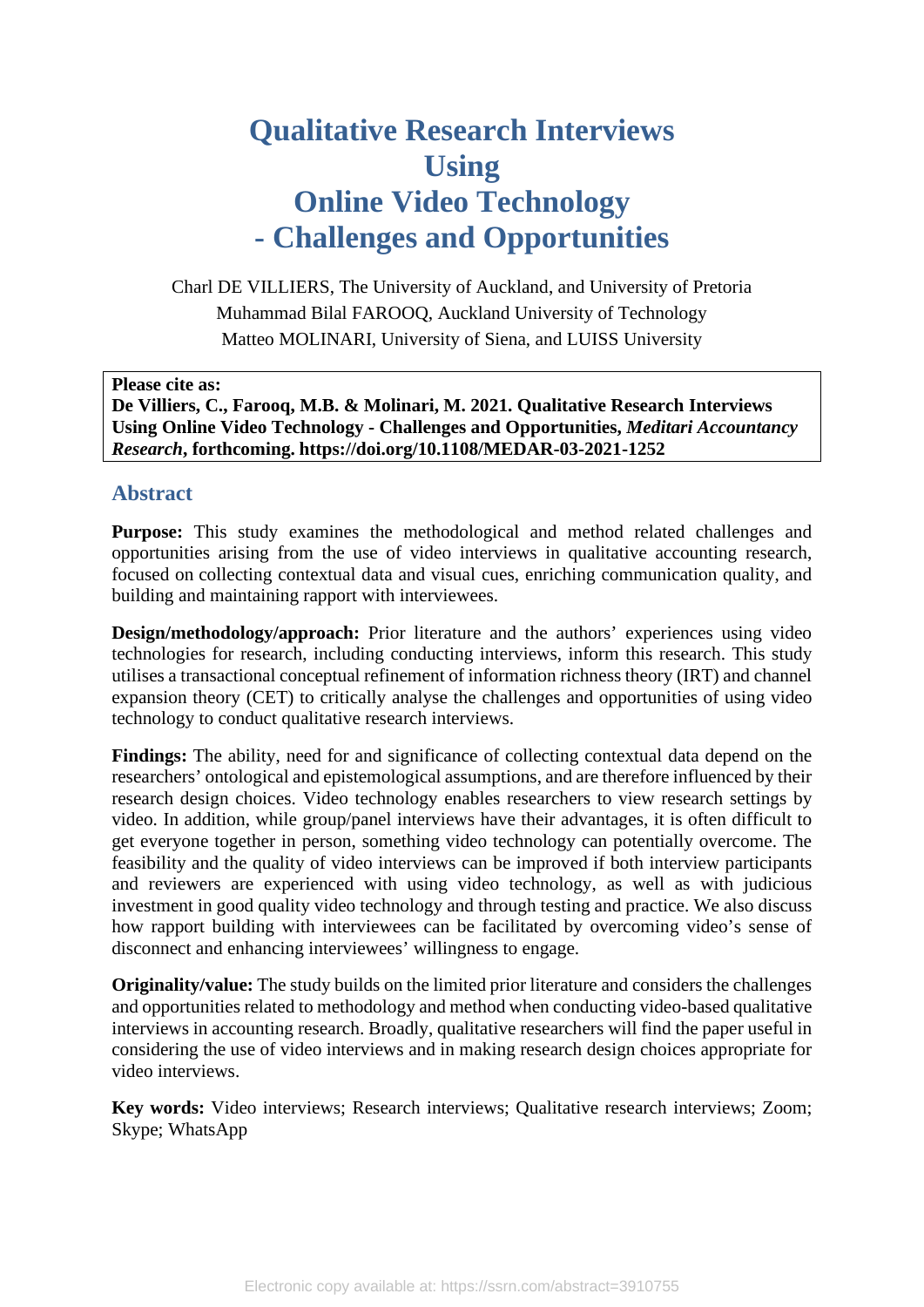# Qualitative Research Interviews Using Online Video Technology - Challenges and Opportunities

Charl DE VILLIERS, The University of Auckland, and University of Pretoria
Muhammad Bilal FAROOQ, Auckland University of Technology
Matteo MOLINARI, University of Siena, and LUISS University

**Please cite as:**
**De Villiers, C., Farooq, M.B. & Molinari, M. 2021. Qualitative Research Interviews Using Online Video Technology - Challenges and Opportunities, *Meditari Accountancy Research*, forthcoming. https://doi.org/10.1108/MEDAR-03-2021-1252**

## Abstract

**Purpose:** This study examines the methodological and method related challenges and opportunities arising from the use of video interviews in qualitative accounting research, focused on collecting contextual data and visual cues, enriching communication quality, and building and maintaining rapport with interviewees.

**Design/methodology/approach:** Prior literature and the authors' experiences using video technologies for research, including conducting interviews, inform this research. This study utilises a transactional conceptual refinement of information richness theory (IRT) and channel expansion theory (CET) to critically analyse the challenges and opportunities of using video technology to conduct qualitative research interviews.

**Findings:** The ability, need for and significance of collecting contextual data depend on the researchers' ontological and epistemological assumptions, and are therefore influenced by their research design choices. Video technology enables researchers to view research settings by video. In addition, while group/panel interviews have their advantages, it is often difficult to get everyone together in person, something video technology can potentially overcome. The feasibility and the quality of video interviews can be improved if both interview participants and reviewers are experienced with using video technology, as well as with judicious investment in good quality video technology and through testing and practice. We also discuss how rapport building with interviewees can be facilitated by overcoming video's sense of disconnect and enhancing interviewees' willingness to engage.

**Originality/value:** The study builds on the limited prior literature and considers the challenges and opportunities related to methodology and method when conducting video-based qualitative interviews in accounting research. Broadly, qualitative researchers will find the paper useful in considering the use of video interviews and in making research design choices appropriate for video interviews.

**Key words:** Video interviews; Research interviews; Qualitative research interviews; Zoom; Skype; WhatsApp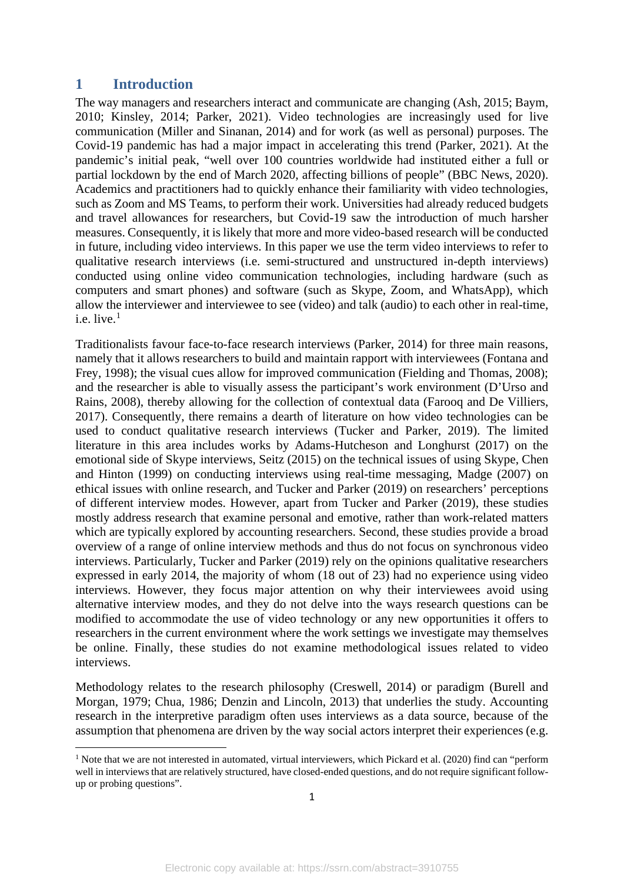# 1 Introduction

The way managers and researchers interact and communicate are changing (Ash, 2015; Baym, 2010; Kinsley, 2014; Parker, 2021). Video technologies are increasingly used for live communication (Miller and Sinanan, 2014) and for work (as well as personal) purposes. The Covid-19 pandemic has had a major impact in accelerating this trend (Parker, 2021). At the pandemic's initial peak, "well over 100 countries worldwide had instituted either a full or partial lockdown by the end of March 2020, affecting billions of people" (BBC News, 2020). Academics and practitioners had to quickly enhance their familiarity with video technologies, such as Zoom and MS Teams, to perform their work. Universities had already reduced budgets and travel allowances for researchers, but Covid-19 saw the introduction of much harsher measures. Consequently, it is likely that more and more video-based research will be conducted in future, including video interviews. In this paper we use the term video interviews to refer to qualitative research interviews (i.e. semi-structured and unstructured in-depth interviews) conducted using online video communication technologies, including hardware (such as computers and smart phones) and software (such as Skype, Zoom, and WhatsApp), which allow the interviewer and interviewee to see (video) and talk (audio) to each other in real-time, i.e. live.[1]

Traditionalists favour face-to-face research interviews (Parker, 2014) for three main reasons, namely that it allows researchers to build and maintain rapport with interviewees (Fontana and Frey, 1998); the visual cues allow for improved communication (Fielding and Thomas, 2008); and the researcher is able to visually assess the participant's work environment (D'Urso and Rains, 2008), thereby allowing for the collection of contextual data (Farooq and De Villiers, 2017). Consequently, there remains a dearth of literature on how video technologies can be used to conduct qualitative research interviews (Tucker and Parker, 2019). The limited literature in this area includes works by Adams-Hutcheson and Longhurst (2017) on the emotional side of Skype interviews, Seitz (2015) on the technical issues of using Skype, Chen and Hinton (1999) on conducting interviews using real-time messaging, Madge (2007) on ethical issues with online research, and Tucker and Parker (2019) on researchers' perceptions of different interview modes. However, apart from Tucker and Parker (2019), these studies mostly address research that examine personal and emotive, rather than work-related matters which are typically explored by accounting researchers. Second, these studies provide a broad overview of a range of online interview methods and thus do not focus on synchronous video interviews. Particularly, Tucker and Parker (2019) rely on the opinions qualitative researchers expressed in early 2014, the majority of whom (18 out of 23) had no experience using video interviews. However, they focus major attention on why their interviewees avoid using alternative interview modes, and they do not delve into the ways research questions can be modified to accommodate the use of video technology or any new opportunities it offers to researchers in the current environment where the work settings we investigate may themselves be online. Finally, these studies do not examine methodological issues related to video interviews.

Methodology relates to the research philosophy (Creswell, 2014) or paradigm (Burell and Morgan, 1979; Chua, 1986; Denzin and Lincoln, 2013) that underlies the study. Accounting research in the interpretive paradigm often uses interviews as a data source, because of the assumption that phenomena are driven by the way social actors interpret their experiences (e.g.

[1] Note that we are not interested in automated, virtual interviewers, which Pickard et al. (2020) find can "perform well in interviews that are relatively structured, have closed-ended questions, and do not require significant follow-up or probing questions".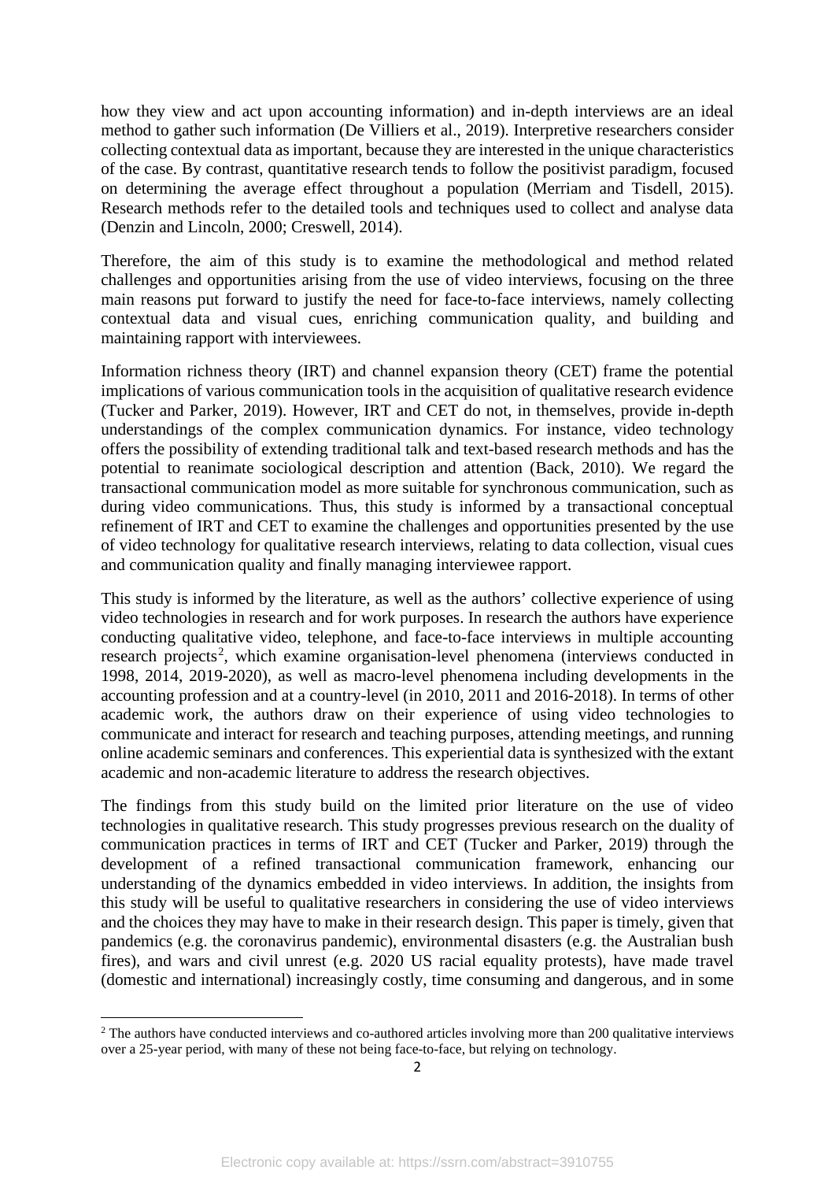how they view and act upon accounting information) and in-depth interviews are an ideal method to gather such information (De Villiers et al., 2019). Interpretive researchers consider collecting contextual data as important, because they are interested in the unique characteristics of the case. By contrast, quantitative research tends to follow the positivist paradigm, focused on determining the average effect throughout a population (Merriam and Tisdell, 2015). Research methods refer to the detailed tools and techniques used to collect and analyse data (Denzin and Lincoln, 2000; Creswell, 2014).

Therefore, the aim of this study is to examine the methodological and method related challenges and opportunities arising from the use of video interviews, focusing on the three main reasons put forward to justify the need for face-to-face interviews, namely collecting contextual data and visual cues, enriching communication quality, and building and maintaining rapport with interviewees.

Information richness theory (IRT) and channel expansion theory (CET) frame the potential implications of various communication tools in the acquisition of qualitative research evidence (Tucker and Parker, 2019). However, IRT and CET do not, in themselves, provide in-depth understandings of the complex communication dynamics. For instance, video technology offers the possibility of extending traditional talk and text-based research methods and has the potential to reanimate sociological description and attention (Back, 2010). We regard the transactional communication model as more suitable for synchronous communication, such as during video communications. Thus, this study is informed by a transactional conceptual refinement of IRT and CET to examine the challenges and opportunities presented by the use of video technology for qualitative research interviews, relating to data collection, visual cues and communication quality and finally managing interviewee rapport.

This study is informed by the literature, as well as the authors' collective experience of using video technologies in research and for work purposes. In research the authors have experience conducting qualitative video, telephone, and face-to-face interviews in multiple accounting research projects[2], which examine organisation-level phenomena (interviews conducted in 1998, 2014, 2019-2020), as well as macro-level phenomena including developments in the accounting profession and at a country-level (in 2010, 2011 and 2016-2018). In terms of other academic work, the authors draw on their experience of using video technologies to communicate and interact for research and teaching purposes, attending meetings, and running online academic seminars and conferences. This experiential data is synthesized with the extant academic and non-academic literature to address the research objectives.

The findings from this study build on the limited prior literature on the use of video technologies in qualitative research. This study progresses previous research on the duality of communication practices in terms of IRT and CET (Tucker and Parker, 2019) through the development of a refined transactional communication framework, enhancing our understanding of the dynamics embedded in video interviews. In addition, the insights from this study will be useful to qualitative researchers in considering the use of video interviews and the choices they may have to make in their research design. This paper is timely, given that pandemics (e.g. the coronavirus pandemic), environmental disasters (e.g. the Australian bush fires), and wars and civil unrest (e.g. 2020 US racial equality protests), have made travel (domestic and international) increasingly costly, time consuming and dangerous, and in some

[2] The authors have conducted interviews and co-authored articles involving more than 200 qualitative interviews over a 25-year period, with many of these not being face-to-face, but relying on technology.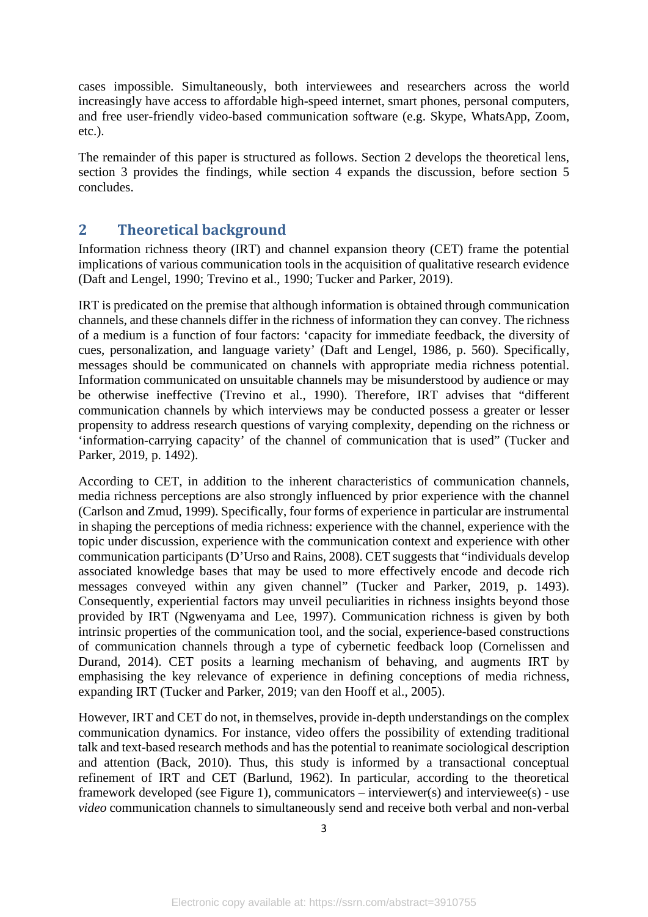cases impossible. Simultaneously, both interviewees and researchers across the world increasingly have access to affordable high-speed internet, smart phones, personal computers, and free user-friendly video-based communication software (e.g. Skype, WhatsApp, Zoom, etc.).

The remainder of this paper is structured as follows. Section 2 develops the theoretical lens, section 3 provides the findings, while section 4 expands the discussion, before section 5 concludes.

## 2 Theoretical background

Information richness theory (IRT) and channel expansion theory (CET) frame the potential implications of various communication tools in the acquisition of qualitative research evidence (Daft and Lengel, 1990; Trevino et al., 1990; Tucker and Parker, 2019).

IRT is predicated on the premise that although information is obtained through communication channels, and these channels differ in the richness of information they can convey. The richness of a medium is a function of four factors: 'capacity for immediate feedback, the diversity of cues, personalization, and language variety' (Daft and Lengel, 1986, p. 560). Specifically, messages should be communicated on channels with appropriate media richness potential. Information communicated on unsuitable channels may be misunderstood by audience or may be otherwise ineffective (Trevino et al., 1990). Therefore, IRT advises that "different communication channels by which interviews may be conducted possess a greater or lesser propensity to address research questions of varying complexity, depending on the richness or 'information-carrying capacity' of the channel of communication that is used" (Tucker and Parker, 2019, p. 1492).

According to CET, in addition to the inherent characteristics of communication channels, media richness perceptions are also strongly influenced by prior experience with the channel (Carlson and Zmud, 1999). Specifically, four forms of experience in particular are instrumental in shaping the perceptions of media richness: experience with the channel, experience with the topic under discussion, experience with the communication context and experience with other communication participants (D'Urso and Rains, 2008). CET suggests that "individuals develop associated knowledge bases that may be used to more effectively encode and decode rich messages conveyed within any given channel" (Tucker and Parker, 2019, p. 1493). Consequently, experiential factors may unveil peculiarities in richness insights beyond those provided by IRT (Ngwenyama and Lee, 1997). Communication richness is given by both intrinsic properties of the communication tool, and the social, experience-based constructions of communication channels through a type of cybernetic feedback loop (Cornelissen and Durand, 2014). CET posits a learning mechanism of behaving, and augments IRT by emphasising the key relevance of experience in defining conceptions of media richness, expanding IRT (Tucker and Parker, 2019; van den Hooff et al., 2005).

However, IRT and CET do not, in themselves, provide in-depth understandings on the complex communication dynamics. For instance, video offers the possibility of extending traditional talk and text-based research methods and has the potential to reanimate sociological description and attention (Back, 2010). Thus, this study is informed by a transactional conceptual refinement of IRT and CET (Barlund, 1962). In particular, according to the theoretical framework developed (see Figure 1), communicators – interviewer(s) and interviewee(s) - use *video* communication channels to simultaneously send and receive both verbal and non-verbal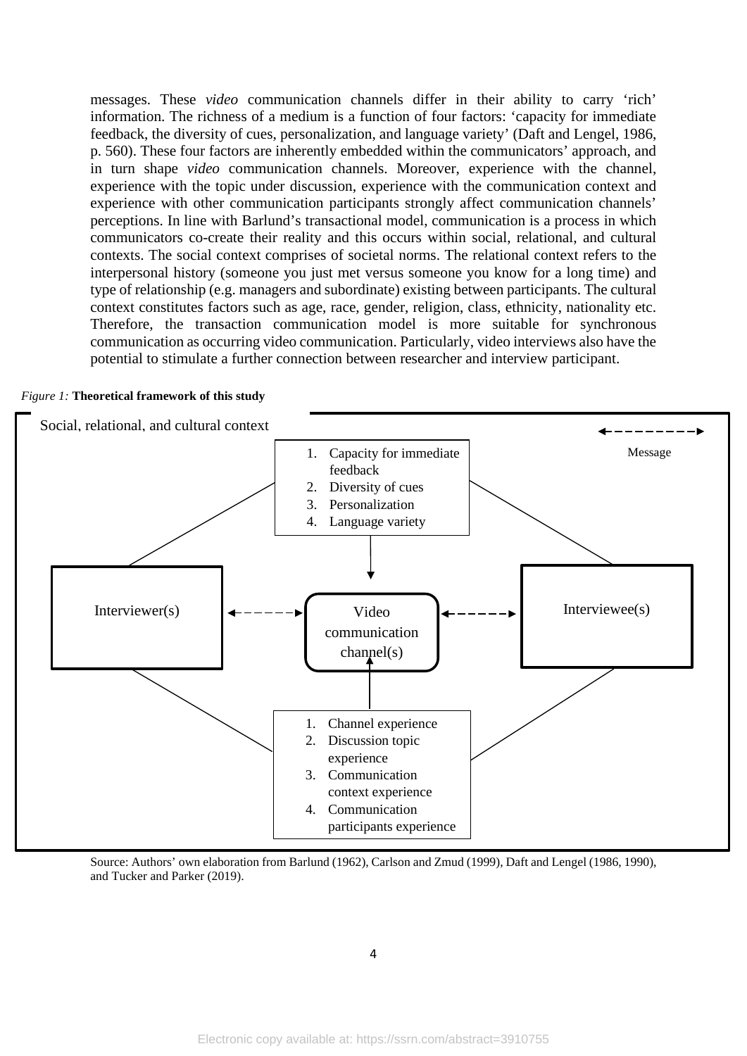messages. These *video* communication channels differ in their ability to carry 'rich' information. The richness of a medium is a function of four factors: 'capacity for immediate feedback, the diversity of cues, personalization, and language variety' (Daft and Lengel, 1986, p. 560). These four factors are inherently embedded within the communicators' approach, and in turn shape *video* communication channels. Moreover, experience with the channel, experience with the topic under discussion, experience with the communication context and experience with other communication participants strongly affect communication channels' perceptions. In line with Barlund's transactional model, communication is a process in which communicators co-create their reality and this occurs within social, relational, and cultural contexts. The social context comprises of societal norms. The relational context refers to the interpersonal history (someone you just met versus someone you know for a long time) and type of relationship (e.g. managers and subordinate) existing between participants. The cultural context constitutes factors such as age, race, gender, religion, class, ethnicity, nationality etc. Therefore, the transaction communication model is more suitable for synchronous communication as occurring video communication. Particularly, video interviews also have the potential to stimulate a further connection between researcher and interview participant.

*Figure 1:* **Theoretical framework of this study**

Social, relational, and cultural context

Message

1. Capacity for immediate feedback
2. Diversity of cues
3. Personalization
4. Language variety

Interviewer(s)

Video communication channel(s)

Interviewee(s)

1. Channel experience
2. Discussion topic experience
3. Communication context experience
4. Communication participants experience

Source: Authors' own elaboration from Barlund (1962), Carlson and Zmud (1999), Daft and Lengel (1986, 1990), and Tucker and Parker (2019).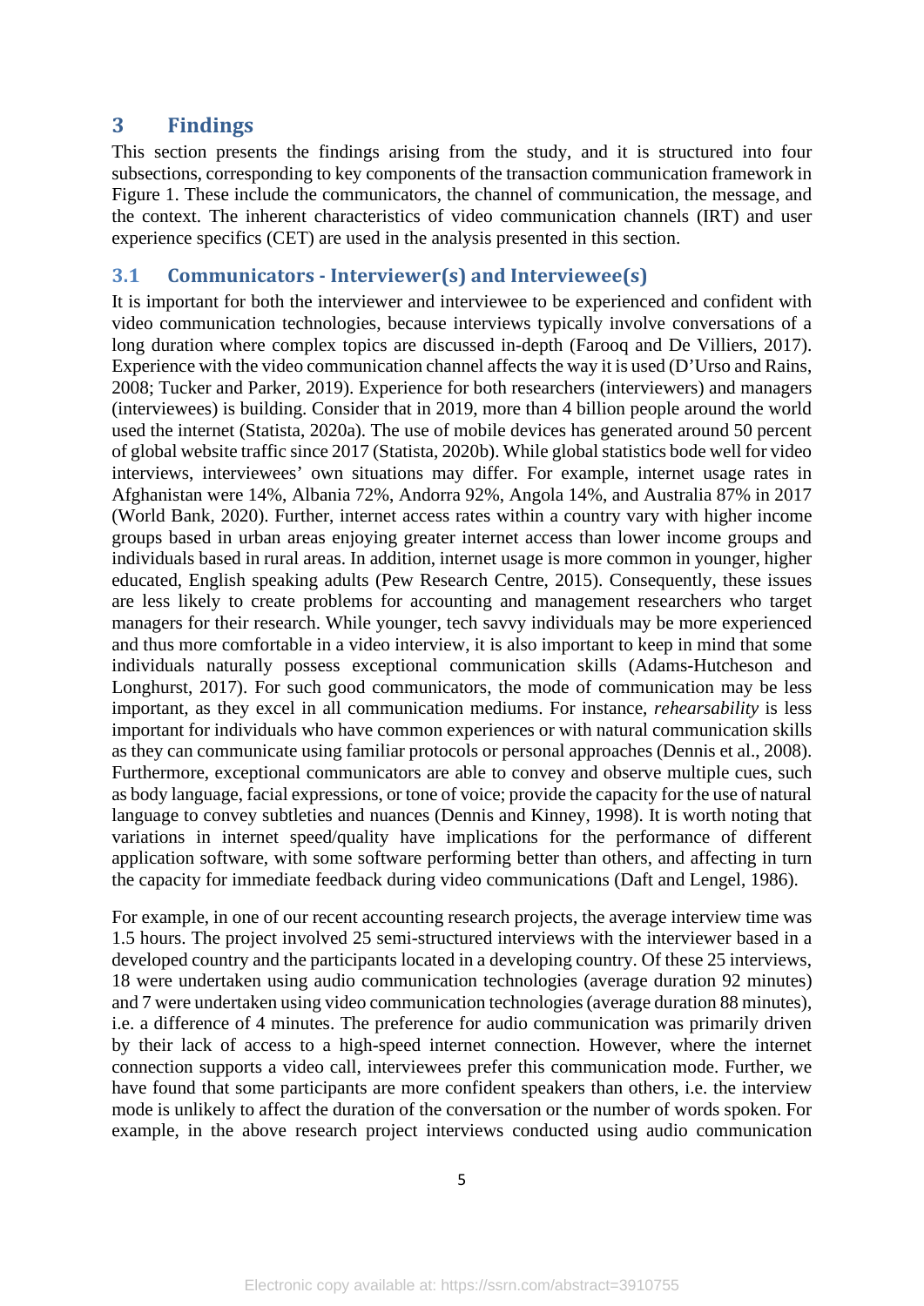## 3 Findings

This section presents the findings arising from the study, and it is structured into four subsections, corresponding to key components of the transaction communication framework in Figure 1. These include the communicators, the channel of communication, the message, and the context. The inherent characteristics of video communication channels (IRT) and user experience specifics (CET) are used in the analysis presented in this section.

### 3.1 Communicators - Interviewer(s) and Interviewee(s)

It is important for both the interviewer and interviewee to be experienced and confident with video communication technologies, because interviews typically involve conversations of a long duration where complex topics are discussed in-depth (Farooq and De Villiers, 2017). Experience with the video communication channel affects the way it is used (D'Urso and Rains, 2008; Tucker and Parker, 2019). Experience for both researchers (interviewers) and managers (interviewees) is building. Consider that in 2019, more than 4 billion people around the world used the internet (Statista, 2020a). The use of mobile devices has generated around 50 percent of global website traffic since 2017 (Statista, 2020b). While global statistics bode well for video interviews, interviewees' own situations may differ. For example, internet usage rates in Afghanistan were 14%, Albania 72%, Andorra 92%, Angola 14%, and Australia 87% in 2017 (World Bank, 2020). Further, internet access rates within a country vary with higher income groups based in urban areas enjoying greater internet access than lower income groups and individuals based in rural areas. In addition, internet usage is more common in younger, higher educated, English speaking adults (Pew Research Centre, 2015). Consequently, these issues are less likely to create problems for accounting and management researchers who target managers for their research. While younger, tech savvy individuals may be more experienced and thus more comfortable in a video interview, it is also important to keep in mind that some individuals naturally possess exceptional communication skills (Adams-Hutcheson and Longhurst, 2017). For such good communicators, the mode of communication may be less important, as they excel in all communication mediums. For instance, *rehearsability* is less important for individuals who have common experiences or with natural communication skills as they can communicate using familiar protocols or personal approaches (Dennis et al., 2008). Furthermore, exceptional communicators are able to convey and observe multiple cues, such as body language, facial expressions, or tone of voice; provide the capacity for the use of natural language to convey subtleties and nuances (Dennis and Kinney, 1998). It is worth noting that variations in internet speed/quality have implications for the performance of different application software, with some software performing better than others, and affecting in turn the capacity for immediate feedback during video communications (Daft and Lengel, 1986).

For example, in one of our recent accounting research projects, the average interview time was 1.5 hours. The project involved 25 semi-structured interviews with the interviewer based in a developed country and the participants located in a developing country. Of these 25 interviews, 18 were undertaken using audio communication technologies (average duration 92 minutes) and 7 were undertaken using video communication technologies (average duration 88 minutes), i.e. a difference of 4 minutes. The preference for audio communication was primarily driven by their lack of access to a high-speed internet connection. However, where the internet connection supports a video call, interviewees prefer this communication mode. Further, we have found that some participants are more confident speakers than others, i.e. the interview mode is unlikely to affect the duration of the conversation or the number of words spoken. For example, in the above research project interviews conducted using audio communication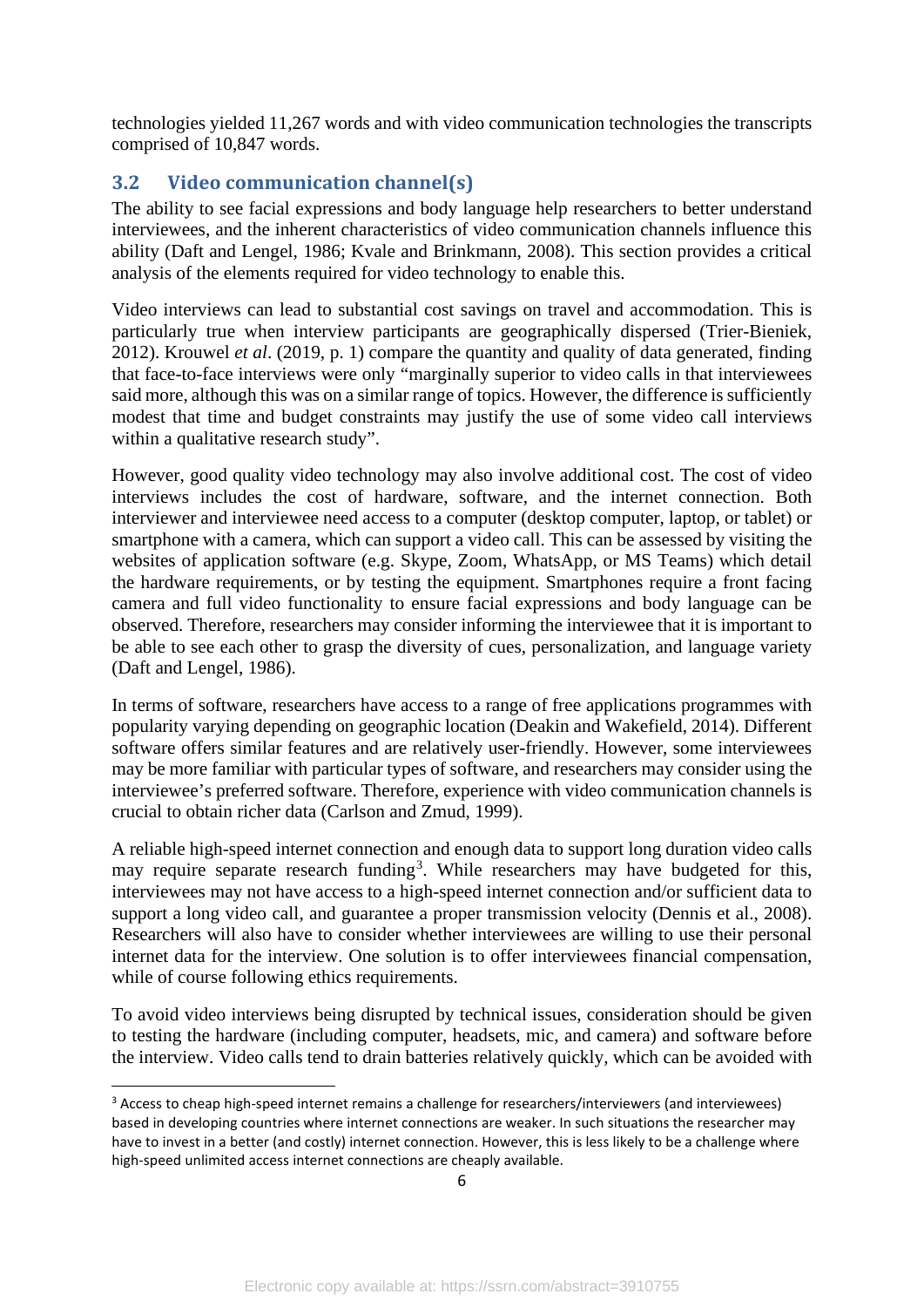technologies yielded 11,267 words and with video communication technologies the transcripts comprised of 10,847 words.

## 3.2 Video communication channel(s)

The ability to see facial expressions and body language help researchers to better understand interviewees, and the inherent characteristics of video communication channels influence this ability (Daft and Lengel, 1986; Kvale and Brinkmann, 2008). This section provides a critical analysis of the elements required for video technology to enable this.

Video interviews can lead to substantial cost savings on travel and accommodation. This is particularly true when interview participants are geographically dispersed (Trier-Bieniek, 2012). Krouwel *et al*. (2019, p. 1) compare the quantity and quality of data generated, finding that face-to-face interviews were only "marginally superior to video calls in that interviewees said more, although this was on a similar range of topics. However, the difference is sufficiently modest that time and budget constraints may justify the use of some video call interviews within a qualitative research study".

However, good quality video technology may also involve additional cost. The cost of video interviews includes the cost of hardware, software, and the internet connection. Both interviewer and interviewee need access to a computer (desktop computer, laptop, or tablet) or smartphone with a camera, which can support a video call. This can be assessed by visiting the websites of application software (e.g. Skype, Zoom, WhatsApp, or MS Teams) which detail the hardware requirements, or by testing the equipment. Smartphones require a front facing camera and full video functionality to ensure facial expressions and body language can be observed. Therefore, researchers may consider informing the interviewee that it is important to be able to see each other to grasp the diversity of cues, personalization, and language variety (Daft and Lengel, 1986).

In terms of software, researchers have access to a range of free applications programmes with popularity varying depending on geographic location (Deakin and Wakefield, 2014). Different software offers similar features and are relatively user-friendly. However, some interviewees may be more familiar with particular types of software, and researchers may consider using the interviewee's preferred software. Therefore, experience with video communication channels is crucial to obtain richer data (Carlson and Zmud, 1999).

A reliable high-speed internet connection and enough data to support long duration video calls may require separate research funding[3]. While researchers may have budgeted for this, interviewees may not have access to a high-speed internet connection and/or sufficient data to support a long video call, and guarantee a proper transmission velocity (Dennis et al., 2008). Researchers will also have to consider whether interviewees are willing to use their personal internet data for the interview. One solution is to offer interviewees financial compensation, while of course following ethics requirements.

To avoid video interviews being disrupted by technical issues, consideration should be given to testing the hardware (including computer, headsets, mic, and camera) and software before the interview. Video calls tend to drain batteries relatively quickly, which can be avoided with

[3] Access to cheap high-speed internet remains a challenge for researchers/interviewers (and interviewees) based in developing countries where internet connections are weaker. In such situations the researcher may have to invest in a better (and costly) internet connection. However, this is less likely to be a challenge where high-speed unlimited access internet connections are cheaply available.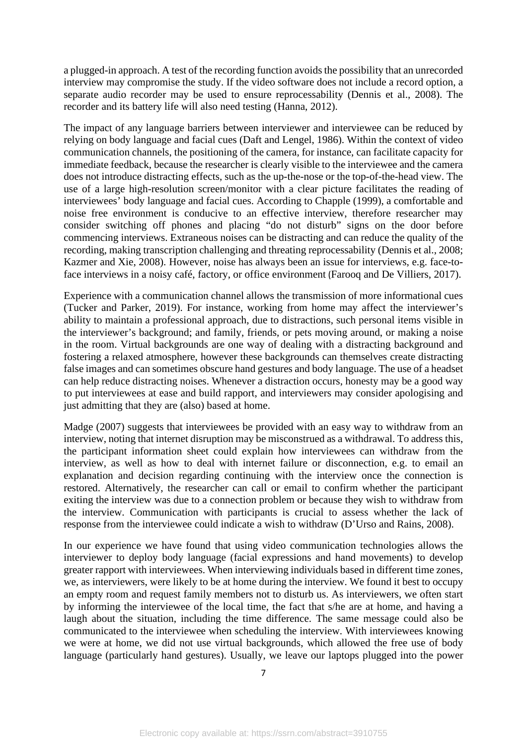a plugged-in approach. A test of the recording function avoids the possibility that an unrecorded interview may compromise the study. If the video software does not include a record option, a separate audio recorder may be used to ensure reprocessability (Dennis et al., 2008). The recorder and its battery life will also need testing (Hanna, 2012).

The impact of any language barriers between interviewer and interviewee can be reduced by relying on body language and facial cues (Daft and Lengel, 1986). Within the context of video communication channels, the positioning of the camera, for instance, can facilitate capacity for immediate feedback, because the researcher is clearly visible to the interviewee and the camera does not introduce distracting effects, such as the up-the-nose or the top-of-the-head view. The use of a large high-resolution screen/monitor with a clear picture facilitates the reading of interviewees' body language and facial cues. According to Chapple (1999), a comfortable and noise free environment is conducive to an effective interview, therefore researcher may consider switching off phones and placing "do not disturb" signs on the door before commencing interviews. Extraneous noises can be distracting and can reduce the quality of the recording, making transcription challenging and threating reprocessability (Dennis et al., 2008; Kazmer and Xie, 2008). However, noise has always been an issue for interviews, e.g. face-to-face interviews in a noisy café, factory, or office environment (Farooq and De Villiers, 2017).

Experience with a communication channel allows the transmission of more informational cues (Tucker and Parker, 2019). For instance, working from home may affect the interviewer's ability to maintain a professional approach, due to distractions, such personal items visible in the interviewer's background; and family, friends, or pets moving around, or making a noise in the room. Virtual backgrounds are one way of dealing with a distracting background and fostering a relaxed atmosphere, however these backgrounds can themselves create distracting false images and can sometimes obscure hand gestures and body language. The use of a headset can help reduce distracting noises. Whenever a distraction occurs, honesty may be a good way to put interviewees at ease and build rapport, and interviewers may consider apologising and just admitting that they are (also) based at home.

Madge (2007) suggests that interviewees be provided with an easy way to withdraw from an interview, noting that internet disruption may be misconstrued as a withdrawal. To address this, the participant information sheet could explain how interviewees can withdraw from the interview, as well as how to deal with internet failure or disconnection, e.g. to email an explanation and decision regarding continuing with the interview once the connection is restored. Alternatively, the researcher can call or email to confirm whether the participant exiting the interview was due to a connection problem or because they wish to withdraw from the interview. Communication with participants is crucial to assess whether the lack of response from the interviewee could indicate a wish to withdraw (D'Urso and Rains, 2008).

In our experience we have found that using video communication technologies allows the interviewer to deploy body language (facial expressions and hand movements) to develop greater rapport with interviewees. When interviewing individuals based in different time zones, we, as interviewers, were likely to be at home during the interview. We found it best to occupy an empty room and request family members not to disturb us. As interviewers, we often start by informing the interviewee of the local time, the fact that s/he are at home, and having a laugh about the situation, including the time difference. The same message could also be communicated to the interviewee when scheduling the interview. With interviewees knowing we were at home, we did not use virtual backgrounds, which allowed the free use of body language (particularly hand gestures). Usually, we leave our laptops plugged into the power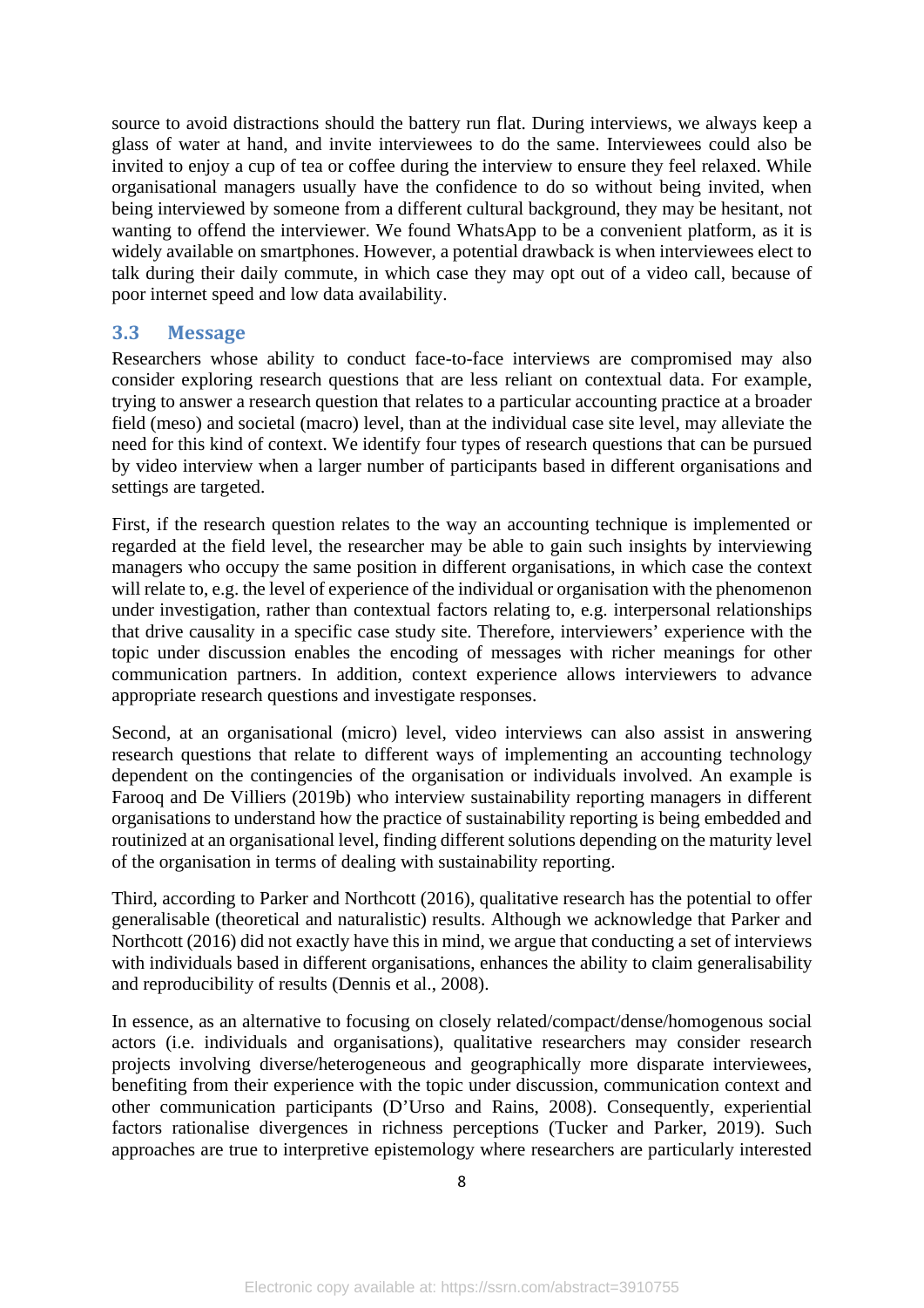source to avoid distractions should the battery run flat. During interviews, we always keep a glass of water at hand, and invite interviewees to do the same. Interviewees could also be invited to enjoy a cup of tea or coffee during the interview to ensure they feel relaxed. While organisational managers usually have the confidence to do so without being invited, when being interviewed by someone from a different cultural background, they may be hesitant, not wanting to offend the interviewer. We found WhatsApp to be a convenient platform, as it is widely available on smartphones. However, a potential drawback is when interviewees elect to talk during their daily commute, in which case they may opt out of a video call, because of poor internet speed and low data availability.

### 3.3 Message

Researchers whose ability to conduct face-to-face interviews are compromised may also consider exploring research questions that are less reliant on contextual data. For example, trying to answer a research question that relates to a particular accounting practice at a broader field (meso) and societal (macro) level, than at the individual case site level, may alleviate the need for this kind of context. We identify four types of research questions that can be pursued by video interview when a larger number of participants based in different organisations and settings are targeted.

First, if the research question relates to the way an accounting technique is implemented or regarded at the field level, the researcher may be able to gain such insights by interviewing managers who occupy the same position in different organisations, in which case the context will relate to, e.g. the level of experience of the individual or organisation with the phenomenon under investigation, rather than contextual factors relating to, e.g. interpersonal relationships that drive causality in a specific case study site. Therefore, interviewers' experience with the topic under discussion enables the encoding of messages with richer meanings for other communication partners. In addition, context experience allows interviewers to advance appropriate research questions and investigate responses.

Second, at an organisational (micro) level, video interviews can also assist in answering research questions that relate to different ways of implementing an accounting technology dependent on the contingencies of the organisation or individuals involved. An example is Farooq and De Villiers (2019b) who interview sustainability reporting managers in different organisations to understand how the practice of sustainability reporting is being embedded and routinized at an organisational level, finding different solutions depending on the maturity level of the organisation in terms of dealing with sustainability reporting.

Third, according to Parker and Northcott (2016), qualitative research has the potential to offer generalisable (theoretical and naturalistic) results. Although we acknowledge that Parker and Northcott (2016) did not exactly have this in mind, we argue that conducting a set of interviews with individuals based in different organisations, enhances the ability to claim generalisability and reproducibility of results (Dennis et al., 2008).

In essence, as an alternative to focusing on closely related/compact/dense/homogenous social actors (i.e. individuals and organisations), qualitative researchers may consider research projects involving diverse/heterogeneous and geographically more disparate interviewees, benefiting from their experience with the topic under discussion, communication context and other communication participants (D'Urso and Rains, 2008). Consequently, experiential factors rationalise divergences in richness perceptions (Tucker and Parker, 2019). Such approaches are true to interpretive epistemology where researchers are particularly interested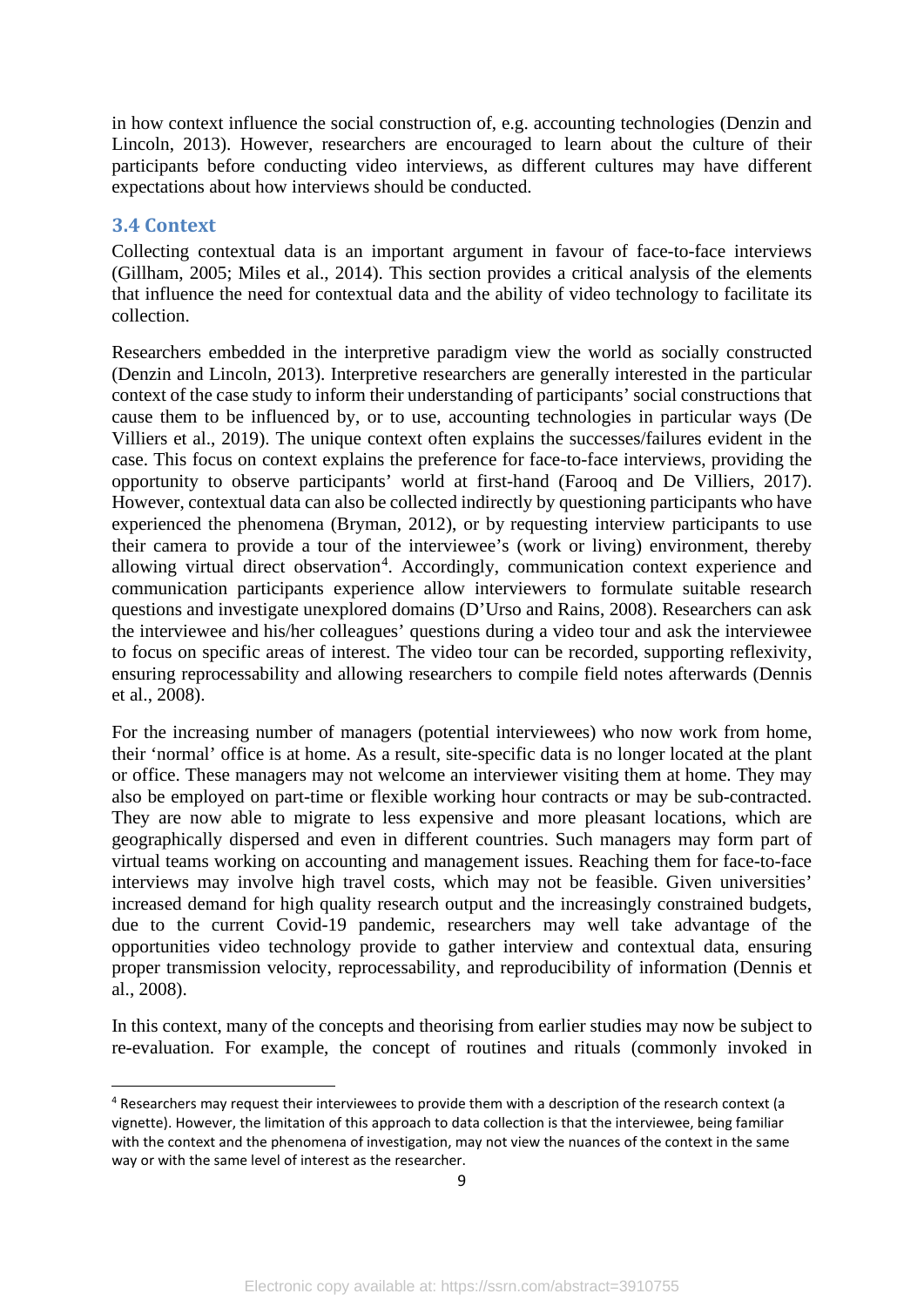in how context influence the social construction of, e.g. accounting technologies (Denzin and Lincoln, 2013). However, researchers are encouraged to learn about the culture of their participants before conducting video interviews, as different cultures may have different expectations about how interviews should be conducted.

### 3.4 Context

Collecting contextual data is an important argument in favour of face-to-face interviews (Gillham, 2005; Miles et al., 2014). This section provides a critical analysis of the elements that influence the need for contextual data and the ability of video technology to facilitate its collection.

Researchers embedded in the interpretive paradigm view the world as socially constructed (Denzin and Lincoln, 2013). Interpretive researchers are generally interested in the particular context of the case study to inform their understanding of participants' social constructions that cause them to be influenced by, or to use, accounting technologies in particular ways (De Villiers et al., 2019). The unique context often explains the successes/failures evident in the case. This focus on context explains the preference for face-to-face interviews, providing the opportunity to observe participants' world at first-hand (Farooq and De Villiers, 2017). However, contextual data can also be collected indirectly by questioning participants who have experienced the phenomena (Bryman, 2012), or by requesting interview participants to use their camera to provide a tour of the interviewee's (work or living) environment, thereby allowing virtual direct observation[4]. Accordingly, communication context experience and communication participants experience allow interviewers to formulate suitable research questions and investigate unexplored domains (D'Urso and Rains, 2008). Researchers can ask the interviewee and his/her colleagues' questions during a video tour and ask the interviewee to focus on specific areas of interest. The video tour can be recorded, supporting reflexivity, ensuring reprocessability and allowing researchers to compile field notes afterwards (Dennis et al., 2008).

For the increasing number of managers (potential interviewees) who now work from home, their 'normal' office is at home. As a result, site-specific data is no longer located at the plant or office. These managers may not welcome an interviewer visiting them at home. They may also be employed on part-time or flexible working hour contracts or may be sub-contracted. They are now able to migrate to less expensive and more pleasant locations, which are geographically dispersed and even in different countries. Such managers may form part of virtual teams working on accounting and management issues. Reaching them for face-to-face interviews may involve high travel costs, which may not be feasible. Given universities' increased demand for high quality research output and the increasingly constrained budgets, due to the current Covid-19 pandemic, researchers may well take advantage of the opportunities video technology provide to gather interview and contextual data, ensuring proper transmission velocity, reprocessability, and reproducibility of information (Dennis et al., 2008).

In this context, many of the concepts and theorising from earlier studies may now be subject to re-evaluation. For example, the concept of routines and rituals (commonly invoked in

[4] Researchers may request their interviewees to provide them with a description of the research context (a vignette). However, the limitation of this approach to data collection is that the interviewee, being familiar with the context and the phenomena of investigation, may not view the nuances of the context in the same way or with the same level of interest as the researcher.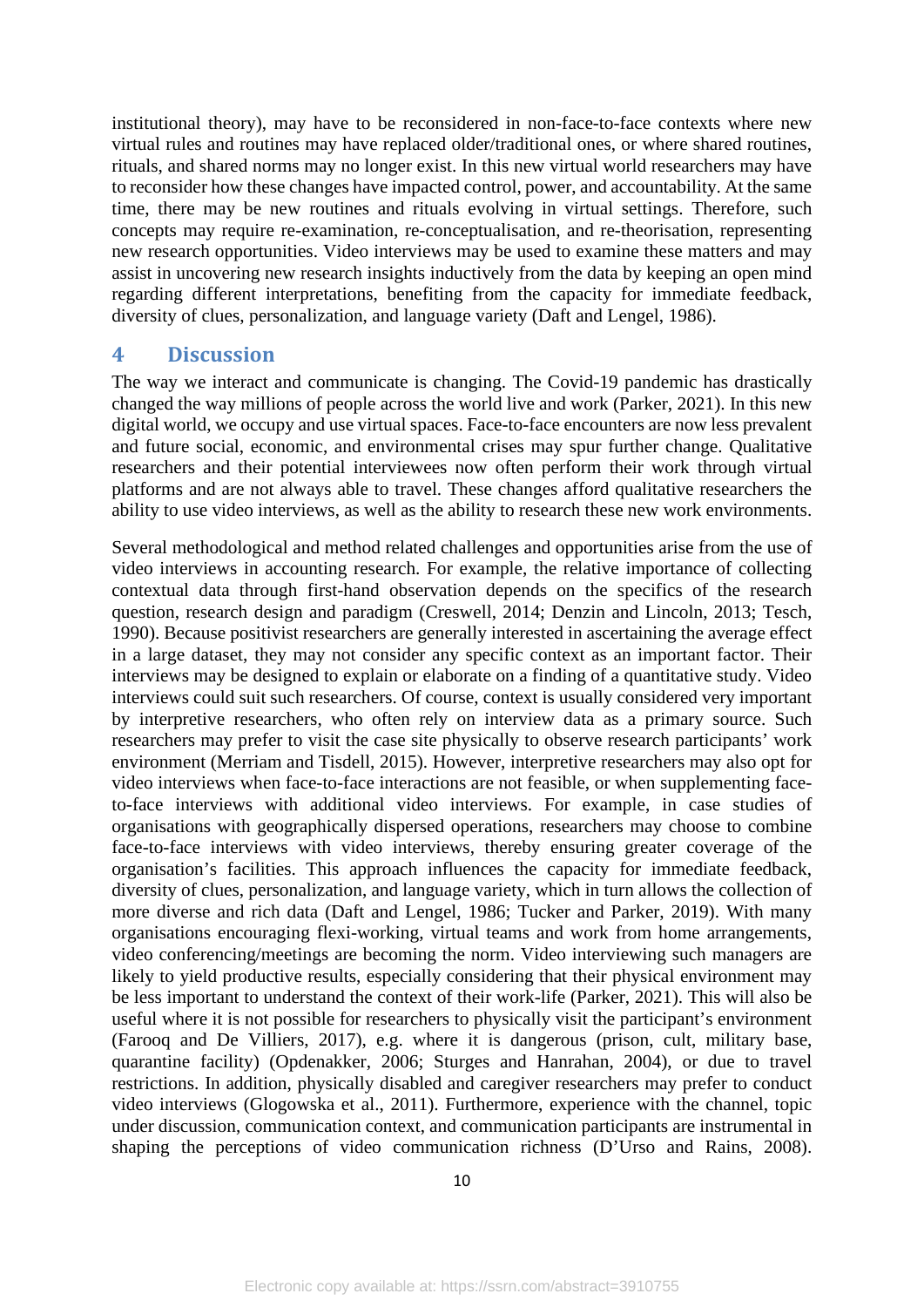institutional theory), may have to be reconsidered in non-face-to-face contexts where new virtual rules and routines may have replaced older/traditional ones, or where shared routines, rituals, and shared norms may no longer exist. In this new virtual world researchers may have to reconsider how these changes have impacted control, power, and accountability. At the same time, there may be new routines and rituals evolving in virtual settings. Therefore, such concepts may require re-examination, re-conceptualisation, and re-theorisation, representing new research opportunities. Video interviews may be used to examine these matters and may assist in uncovering new research insights inductively from the data by keeping an open mind regarding different interpretations, benefiting from the capacity for immediate feedback, diversity of clues, personalization, and language variety (Daft and Lengel, 1986).

# 4 Discussion

The way we interact and communicate is changing. The Covid-19 pandemic has drastically changed the way millions of people across the world live and work (Parker, 2021). In this new digital world, we occupy and use virtual spaces. Face-to-face encounters are now less prevalent and future social, economic, and environmental crises may spur further change. Qualitative researchers and their potential interviewees now often perform their work through virtual platforms and are not always able to travel. These changes afford qualitative researchers the ability to use video interviews, as well as the ability to research these new work environments.

Several methodological and method related challenges and opportunities arise from the use of video interviews in accounting research. For example, the relative importance of collecting contextual data through first-hand observation depends on the specifics of the research question, research design and paradigm (Creswell, 2014; Denzin and Lincoln, 2013; Tesch, 1990). Because positivist researchers are generally interested in ascertaining the average effect in a large dataset, they may not consider any specific context as an important factor. Their interviews may be designed to explain or elaborate on a finding of a quantitative study. Video interviews could suit such researchers. Of course, context is usually considered very important by interpretive researchers, who often rely on interview data as a primary source. Such researchers may prefer to visit the case site physically to observe research participants' work environment (Merriam and Tisdell, 2015). However, interpretive researchers may also opt for video interviews when face-to-face interactions are not feasible, or when supplementing face-to-face interviews with additional video interviews. For example, in case studies of organisations with geographically dispersed operations, researchers may choose to combine face-to-face interviews with video interviews, thereby ensuring greater coverage of the organisation's facilities. This approach influences the capacity for immediate feedback, diversity of clues, personalization, and language variety, which in turn allows the collection of more diverse and rich data (Daft and Lengel, 1986; Tucker and Parker, 2019). With many organisations encouraging flexi-working, virtual teams and work from home arrangements, video conferencing/meetings are becoming the norm. Video interviewing such managers are likely to yield productive results, especially considering that their physical environment may be less important to understand the context of their work-life (Parker, 2021). This will also be useful where it is not possible for researchers to physically visit the participant's environment (Farooq and De Villiers, 2017), e.g. where it is dangerous (prison, cult, military base, quarantine facility) (Opdenakker, 2006; Sturges and Hanrahan, 2004), or due to travel restrictions. In addition, physically disabled and caregiver researchers may prefer to conduct video interviews (Glogowska et al., 2011). Furthermore, experience with the channel, topic under discussion, communication context, and communication participants are instrumental in shaping the perceptions of video communication richness (D'Urso and Rains, 2008).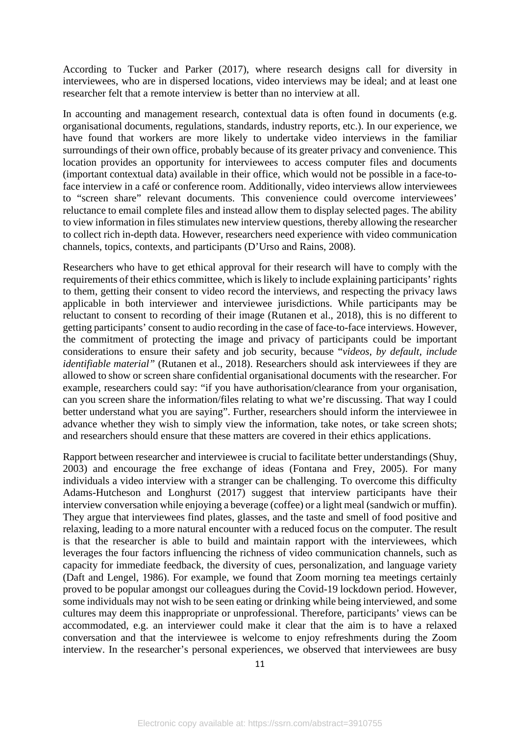According to Tucker and Parker (2017), where research designs call for diversity in interviewees, who are in dispersed locations, video interviews may be ideal; and at least one researcher felt that a remote interview is better than no interview at all.

In accounting and management research, contextual data is often found in documents (e.g. organisational documents, regulations, standards, industry reports, etc.). In our experience, we have found that workers are more likely to undertake video interviews in the familiar surroundings of their own office, probably because of its greater privacy and convenience. This location provides an opportunity for interviewees to access computer files and documents (important contextual data) available in their office, which would not be possible in a face-to-face interview in a café or conference room. Additionally, video interviews allow interviewees to "screen share" relevant documents. This convenience could overcome interviewees' reluctance to email complete files and instead allow them to display selected pages. The ability to view information in files stimulates new interview questions, thereby allowing the researcher to collect rich in-depth data. However, researchers need experience with video communication channels, topics, contexts, and participants (D'Urso and Rains, 2008).

Researchers who have to get ethical approval for their research will have to comply with the requirements of their ethics committee, which is likely to include explaining participants' rights to them, getting their consent to video record the interviews, and respecting the privacy laws applicable in both interviewer and interviewee jurisdictions. While participants may be reluctant to consent to recording of their image (Rutanen et al., 2018), this is no different to getting participants' consent to audio recording in the case of face-to-face interviews. However, the commitment of protecting the image and privacy of participants could be important considerations to ensure their safety and job security, because "*videos, by default, include identifiable material*" (Rutanen et al., 2018). Researchers should ask interviewees if they are allowed to show or screen share confidential organisational documents with the researcher. For example, researchers could say: "if you have authorisation/clearance from your organisation, can you screen share the information/files relating to what we're discussing. That way I could better understand what you are saying". Further, researchers should inform the interviewee in advance whether they wish to simply view the information, take notes, or take screen shots; and researchers should ensure that these matters are covered in their ethics applications.

Rapport between researcher and interviewee is crucial to facilitate better understandings (Shuy, 2003) and encourage the free exchange of ideas (Fontana and Frey, 2005). For many individuals a video interview with a stranger can be challenging. To overcome this difficulty Adams-Hutcheson and Longhurst (2017) suggest that interview participants have their interview conversation while enjoying a beverage (coffee) or a light meal (sandwich or muffin). They argue that interviewees find plates, glasses, and the taste and smell of food positive and relaxing, leading to a more natural encounter with a reduced focus on the computer. The result is that the researcher is able to build and maintain rapport with the interviewees, which leverages the four factors influencing the richness of video communication channels, such as capacity for immediate feedback, the diversity of cues, personalization, and language variety (Daft and Lengel, 1986). For example, we found that Zoom morning tea meetings certainly proved to be popular amongst our colleagues during the Covid-19 lockdown period. However, some individuals may not wish to be seen eating or drinking while being interviewed, and some cultures may deem this inappropriate or unprofessional. Therefore, participants' views can be accommodated, e.g. an interviewer could make it clear that the aim is to have a relaxed conversation and that the interviewee is welcome to enjoy refreshments during the Zoom interview. In the researcher's personal experiences, we observed that interviewees are busy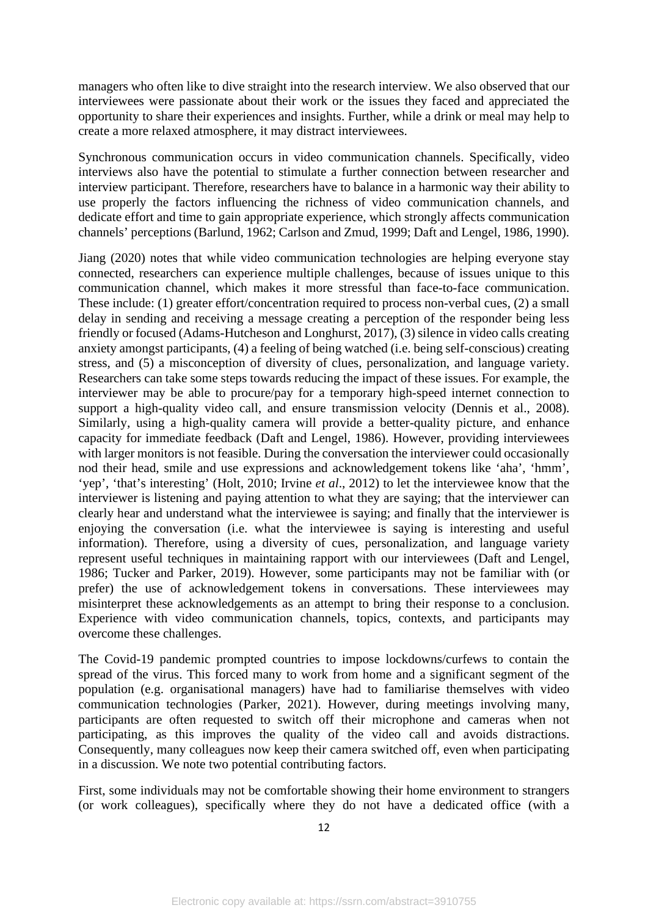managers who often like to dive straight into the research interview. We also observed that our interviewees were passionate about their work or the issues they faced and appreciated the opportunity to share their experiences and insights. Further, while a drink or meal may help to create a more relaxed atmosphere, it may distract interviewees.

Synchronous communication occurs in video communication channels. Specifically, video interviews also have the potential to stimulate a further connection between researcher and interview participant. Therefore, researchers have to balance in a harmonic way their ability to use properly the factors influencing the richness of video communication channels, and dedicate effort and time to gain appropriate experience, which strongly affects communication channels' perceptions (Barlund, 1962; Carlson and Zmud, 1999; Daft and Lengel, 1986, 1990).

Jiang (2020) notes that while video communication technologies are helping everyone stay connected, researchers can experience multiple challenges, because of issues unique to this communication channel, which makes it more stressful than face-to-face communication. These include: (1) greater effort/concentration required to process non-verbal cues, (2) a small delay in sending and receiving a message creating a perception of the responder being less friendly or focused (Adams-Hutcheson and Longhurst, 2017), (3) silence in video calls creating anxiety amongst participants, (4) a feeling of being watched (i.e. being self-conscious) creating stress, and (5) a misconception of diversity of clues, personalization, and language variety. Researchers can take some steps towards reducing the impact of these issues. For example, the interviewer may be able to procure/pay for a temporary high-speed internet connection to support a high-quality video call, and ensure transmission velocity (Dennis et al., 2008). Similarly, using a high-quality camera will provide a better-quality picture, and enhance capacity for immediate feedback (Daft and Lengel, 1986). However, providing interviewees with larger monitors is not feasible. During the conversation the interviewer could occasionally nod their head, smile and use expressions and acknowledgement tokens like 'aha', 'hmm', 'yep', 'that's interesting' (Holt, 2010; Irvine *et al*., 2012) to let the interviewee know that the interviewer is listening and paying attention to what they are saying; that the interviewer can clearly hear and understand what the interviewee is saying; and finally that the interviewer is enjoying the conversation (i.e. what the interviewee is saying is interesting and useful information). Therefore, using a diversity of cues, personalization, and language variety represent useful techniques in maintaining rapport with our interviewees (Daft and Lengel, 1986; Tucker and Parker, 2019). However, some participants may not be familiar with (or prefer) the use of acknowledgement tokens in conversations. These interviewees may misinterpret these acknowledgements as an attempt to bring their response to a conclusion. Experience with video communication channels, topics, contexts, and participants may overcome these challenges.

The Covid-19 pandemic prompted countries to impose lockdowns/curfews to contain the spread of the virus. This forced many to work from home and a significant segment of the population (e.g. organisational managers) have had to familiarise themselves with video communication technologies (Parker, 2021). However, during meetings involving many, participants are often requested to switch off their microphone and cameras when not participating, as this improves the quality of the video call and avoids distractions. Consequently, many colleagues now keep their camera switched off, even when participating in a discussion. We note two potential contributing factors.

First, some individuals may not be comfortable showing their home environment to strangers (or work colleagues), specifically where they do not have a dedicated office (with a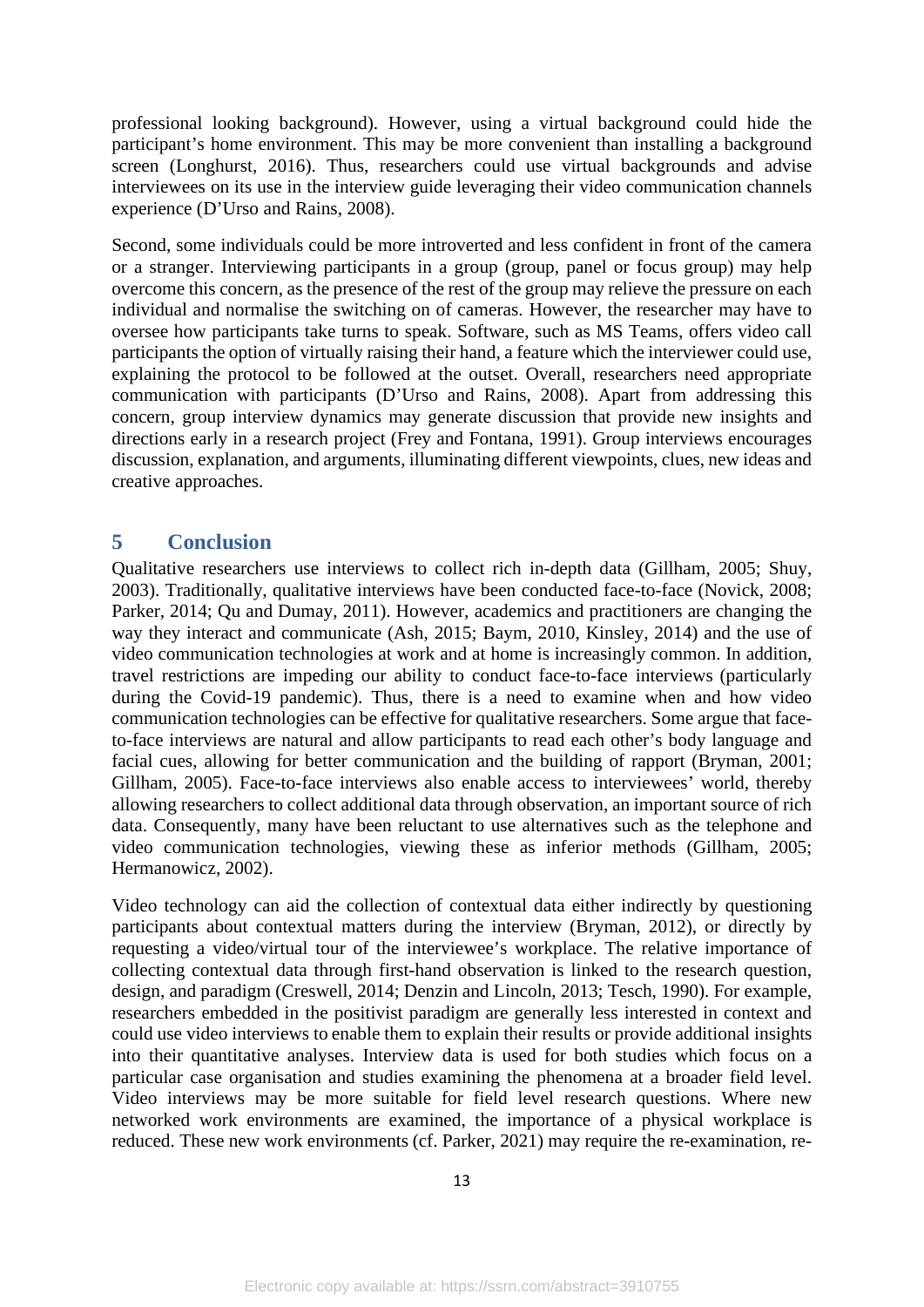professional looking background). However, using a virtual background could hide the participant's home environment. This may be more convenient than installing a background screen (Longhurst, 2016). Thus, researchers could use virtual backgrounds and advise interviewees on its use in the interview guide leveraging their video communication channels experience (D'Urso and Rains, 2008).

Second, some individuals could be more introverted and less confident in front of the camera or a stranger. Interviewing participants in a group (group, panel or focus group) may help overcome this concern, as the presence of the rest of the group may relieve the pressure on each individual and normalise the switching on of cameras. However, the researcher may have to oversee how participants take turns to speak. Software, such as MS Teams, offers video call participants the option of virtually raising their hand, a feature which the interviewer could use, explaining the protocol to be followed at the outset. Overall, researchers need appropriate communication with participants (D'Urso and Rains, 2008). Apart from addressing this concern, group interview dynamics may generate discussion that provide new insights and directions early in a research project (Frey and Fontana, 1991). Group interviews encourages discussion, explanation, and arguments, illuminating different viewpoints, clues, new ideas and creative approaches.

## 5 Conclusion

Qualitative researchers use interviews to collect rich in-depth data (Gillham, 2005; Shuy, 2003). Traditionally, qualitative interviews have been conducted face-to-face (Novick, 2008; Parker, 2014; Qu and Dumay, 2011). However, academics and practitioners are changing the way they interact and communicate (Ash, 2015; Baym, 2010, Kinsley, 2014) and the use of video communication technologies at work and at home is increasingly common. In addition, travel restrictions are impeding our ability to conduct face-to-face interviews (particularly during the Covid-19 pandemic). Thus, there is a need to examine when and how video communication technologies can be effective for qualitative researchers. Some argue that face-to-face interviews are natural and allow participants to read each other's body language and facial cues, allowing for better communication and the building of rapport (Bryman, 2001; Gillham, 2005). Face-to-face interviews also enable access to interviewees' world, thereby allowing researchers to collect additional data through observation, an important source of rich data. Consequently, many have been reluctant to use alternatives such as the telephone and video communication technologies, viewing these as inferior methods (Gillham, 2005; Hermanowicz, 2002).

Video technology can aid the collection of contextual data either indirectly by questioning participants about contextual matters during the interview (Bryman, 2012), or directly by requesting a video/virtual tour of the interviewee's workplace. The relative importance of collecting contextual data through first-hand observation is linked to the research question, design, and paradigm (Creswell, 2014; Denzin and Lincoln, 2013; Tesch, 1990). For example, researchers embedded in the positivist paradigm are generally less interested in context and could use video interviews to enable them to explain their results or provide additional insights into their quantitative analyses. Interview data is used for both studies which focus on a particular case organisation and studies examining the phenomena at a broader field level. Video interviews may be more suitable for field level research questions. Where new networked work environments are examined, the importance of a physical workplace is reduced. These new work environments (cf. Parker, 2021) may require the re-examination, re-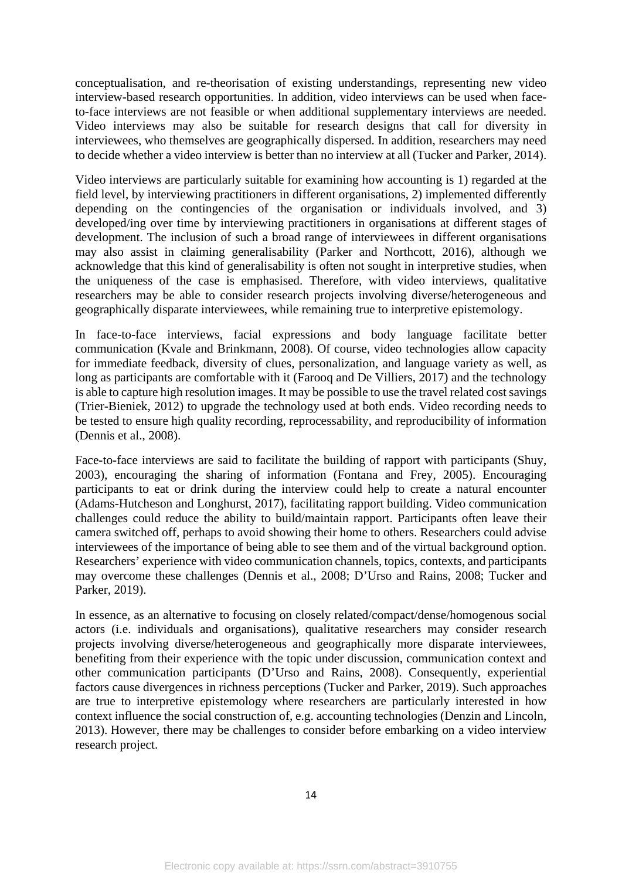conceptualisation, and re-theorisation of existing understandings, representing new video interview-based research opportunities. In addition, video interviews can be used when face-to-face interviews are not feasible or when additional supplementary interviews are needed. Video interviews may also be suitable for research designs that call for diversity in interviewees, who themselves are geographically dispersed. In addition, researchers may need to decide whether a video interview is better than no interview at all (Tucker and Parker, 2014).

Video interviews are particularly suitable for examining how accounting is 1) regarded at the field level, by interviewing practitioners in different organisations, 2) implemented differently depending on the contingencies of the organisation or individuals involved, and 3) developed/ing over time by interviewing practitioners in organisations at different stages of development. The inclusion of such a broad range of interviewees in different organisations may also assist in claiming generalisability (Parker and Northcott, 2016), although we acknowledge that this kind of generalisability is often not sought in interpretive studies, when the uniqueness of the case is emphasised. Therefore, with video interviews, qualitative researchers may be able to consider research projects involving diverse/heterogeneous and geographically disparate interviewees, while remaining true to interpretive epistemology.

In face-to-face interviews, facial expressions and body language facilitate better communication (Kvale and Brinkmann, 2008). Of course, video technologies allow capacity for immediate feedback, diversity of clues, personalization, and language variety as well, as long as participants are comfortable with it (Farooq and De Villiers, 2017) and the technology is able to capture high resolution images. It may be possible to use the travel related cost savings (Trier-Bieniek, 2012) to upgrade the technology used at both ends. Video recording needs to be tested to ensure high quality recording, reprocessability, and reproducibility of information (Dennis et al., 2008).

Face-to-face interviews are said to facilitate the building of rapport with participants (Shuy, 2003), encouraging the sharing of information (Fontana and Frey, 2005). Encouraging participants to eat or drink during the interview could help to create a natural encounter (Adams-Hutcheson and Longhurst, 2017), facilitating rapport building. Video communication challenges could reduce the ability to build/maintain rapport. Participants often leave their camera switched off, perhaps to avoid showing their home to others. Researchers could advise interviewees of the importance of being able to see them and of the virtual background option. Researchers' experience with video communication channels, topics, contexts, and participants may overcome these challenges (Dennis et al., 2008; D'Urso and Rains, 2008; Tucker and Parker, 2019).

In essence, as an alternative to focusing on closely related/compact/dense/homogenous social actors (i.e. individuals and organisations), qualitative researchers may consider research projects involving diverse/heterogeneous and geographically more disparate interviewees, benefiting from their experience with the topic under discussion, communication context and other communication participants (D'Urso and Rains, 2008). Consequently, experiential factors cause divergences in richness perceptions (Tucker and Parker, 2019). Such approaches are true to interpretive epistemology where researchers are particularly interested in how context influence the social construction of, e.g. accounting technologies (Denzin and Lincoln, 2013). However, there may be challenges to consider before embarking on a video interview research project.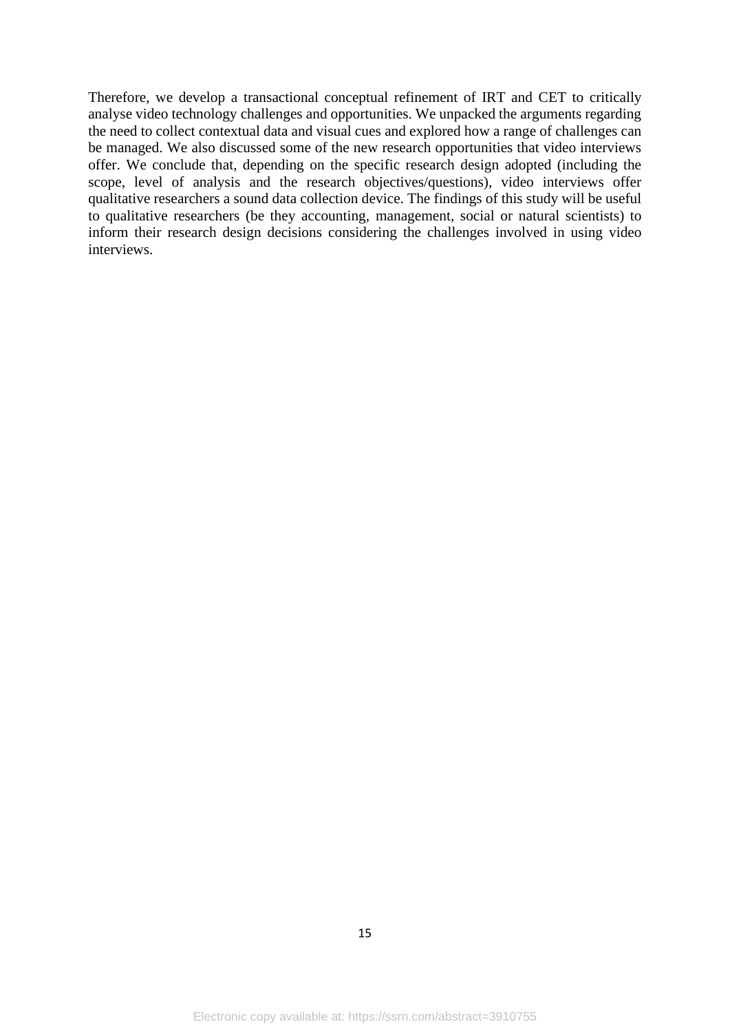Therefore, we develop a transactional conceptual refinement of IRT and CET to critically analyse video technology challenges and opportunities. We unpacked the arguments regarding the need to collect contextual data and visual cues and explored how a range of challenges can be managed. We also discussed some of the new research opportunities that video interviews offer. We conclude that, depending on the specific research design adopted (including the scope, level of analysis and the research objectives/questions), video interviews offer qualitative researchers a sound data collection device. The findings of this study will be useful to qualitative researchers (be they accounting, management, social or natural scientists) to inform their research design decisions considering the challenges involved in using video interviews.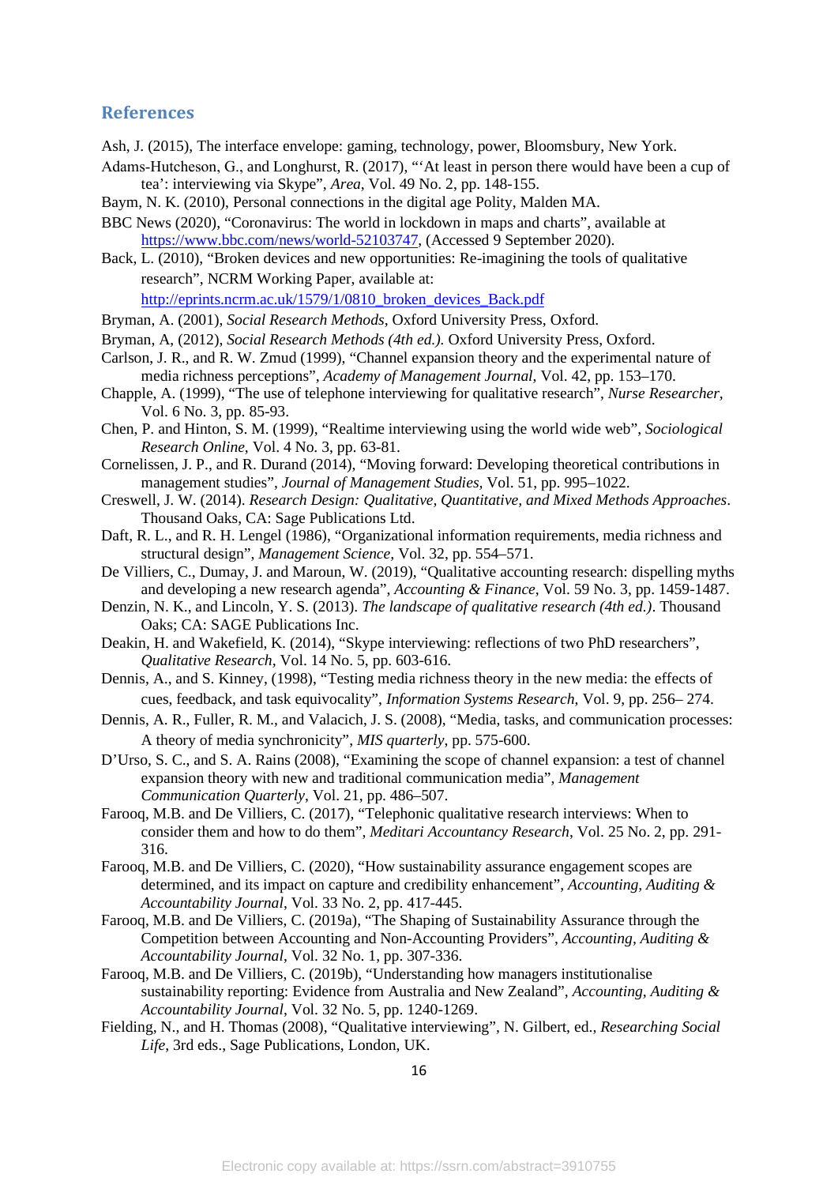## References

Ash, J. (2015), The interface envelope: gaming, technology, power, Bloomsbury, New York.

Adams-Hutcheson, G., and Longhurst, R. (2017), "'At least in person there would have been a cup of tea': interviewing via Skype", *Area*, Vol. 49 No. 2, pp. 148-155.

Baym, N. K. (2010), Personal connections in the digital age Polity, Malden MA.

BBC News (2020), "Coronavirus: The world in lockdown in maps and charts", available at https://www.bbc.com/news/world-52103747, (Accessed 9 September 2020).

Back, L. (2010), "Broken devices and new opportunities: Re-imagining the tools of qualitative research", NCRM Working Paper, available at: http://eprints.ncrm.ac.uk/1579/1/0810_broken_devices_Back.pdf

Bryman, A. (2001), *Social Research Methods*, Oxford University Press, Oxford.

Bryman, A, (2012), *Social Research Methods (4th ed.).* Oxford University Press, Oxford.

Carlson, J. R., and R. W. Zmud (1999), "Channel expansion theory and the experimental nature of media richness perceptions", *Academy of Management Journal*, Vol. 42, pp. 153–170.

Chapple, A. (1999), "The use of telephone interviewing for qualitative research", *Nurse Researcher*, Vol. 6 No. 3, pp. 85-93.

Chen, P. and Hinton, S. M. (1999), "Realtime interviewing using the world wide web", *Sociological Research Online*, Vol. 4 No. 3, pp. 63-81.

Cornelissen, J. P., and R. Durand (2014), "Moving forward: Developing theoretical contributions in management studies", *Journal of Management Studies*, Vol. 51, pp. 995–1022.

Creswell, J. W. (2014). *Research Design: Qualitative, Quantitative, and Mixed Methods Approaches*. Thousand Oaks, CA: Sage Publications Ltd.

Daft, R. L., and R. H. Lengel (1986), "Organizational information requirements, media richness and structural design", *Management Science*, Vol. 32, pp. 554–571.

De Villiers, C., Dumay, J. and Maroun, W. (2019), "Qualitative accounting research: dispelling myths and developing a new research agenda", *Accounting & Finance*, Vol. 59 No. 3, pp. 1459-1487.

Denzin, N. K., and Lincoln, Y. S. (2013). *The landscape of qualitative research (4th ed.)*. Thousand Oaks; CA: SAGE Publications Inc.

Deakin, H. and Wakefield, K. (2014), "Skype interviewing: reflections of two PhD researchers", *Qualitative Research*, Vol. 14 No. 5, pp. 603-616.

Dennis, A., and S. Kinney, (1998), "Testing media richness theory in the new media: the effects of cues, feedback, and task equivocality", *Information Systems Research*, Vol. 9, pp. 256– 274.

Dennis, A. R., Fuller, R. M., and Valacich, J. S. (2008), "Media, tasks, and communication processes: A theory of media synchronicity", *MIS quarterly*, pp. 575-600.

D'Urso, S. C., and S. A. Rains (2008), "Examining the scope of channel expansion: a test of channel expansion theory with new and traditional communication media", *Management Communication Quarterly*, Vol. 21, pp. 486–507.

Farooq, M.B. and De Villiers, C. (2017), "Telephonic qualitative research interviews: When to consider them and how to do them", *Meditari Accountancy Research*, Vol. 25 No. 2, pp. 291-316.

Farooq, M.B. and De Villiers, C. (2020), "How sustainability assurance engagement scopes are determined, and its impact on capture and credibility enhancement", *Accounting, Auditing & Accountability Journal*, Vol. 33 No. 2, pp. 417-445.

Farooq, M.B. and De Villiers, C. (2019a), "The Shaping of Sustainability Assurance through the Competition between Accounting and Non-Accounting Providers", *Accounting, Auditing & Accountability Journal*, Vol. 32 No. 1, pp. 307-336.

Farooq, M.B. and De Villiers, C. (2019b), "Understanding how managers institutionalise sustainability reporting: Evidence from Australia and New Zealand", *Accounting, Auditing & Accountability Journal*, Vol. 32 No. 5, pp. 1240-1269.

Fielding, N., and H. Thomas (2008), "Qualitative interviewing", N. Gilbert, ed., *Researching Social Life*, 3rd eds., Sage Publications, London, UK.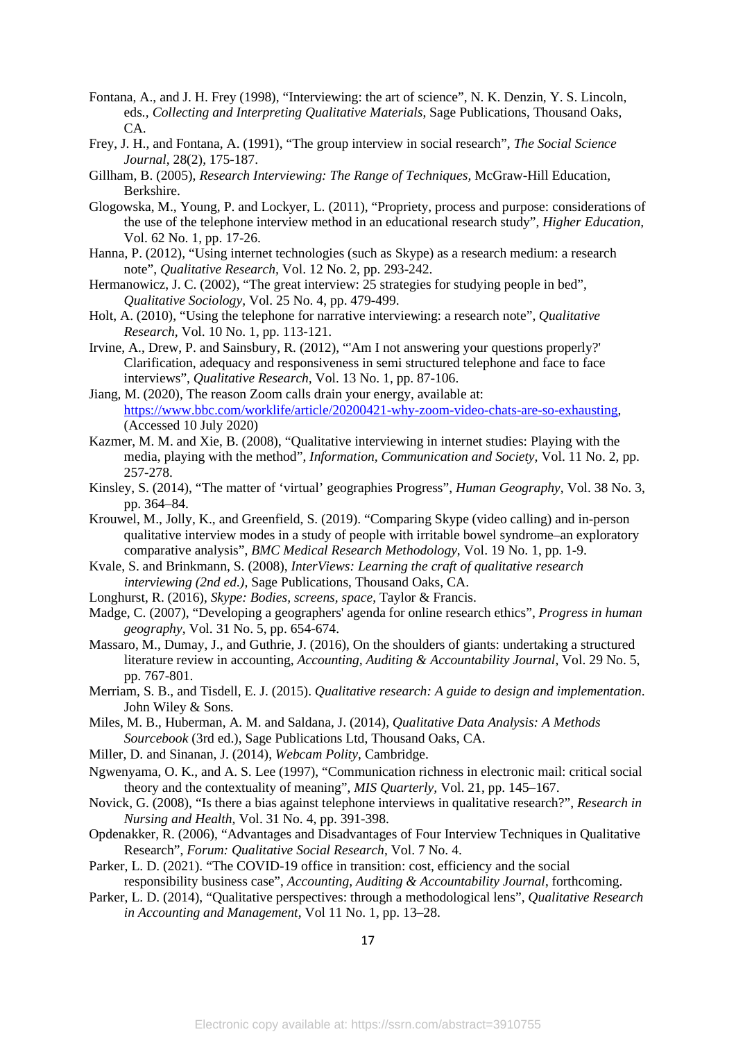Fontana, A., and J. H. Frey (1998), "Interviewing: the art of science", N. K. Denzin, Y. S. Lincoln, eds., *Collecting and Interpreting Qualitative Materials*, Sage Publications, Thousand Oaks, CA.

Frey, J. H., and Fontana, A. (1991), "The group interview in social research", *The Social Science Journal*, 28(2), 175-187.

Gillham, B. (2005), *Research Interviewing: The Range of Techniques*, McGraw-Hill Education, Berkshire.

Glogowska, M., Young, P. and Lockyer, L. (2011), "Propriety, process and purpose: considerations of the use of the telephone interview method in an educational research study", *Higher Education*, Vol. 62 No. 1, pp. 17-26.

Hanna, P. (2012), "Using internet technologies (such as Skype) as a research medium: a research note", *Qualitative Research*, Vol. 12 No. 2, pp. 293-242.

Hermanowicz, J. C. (2002), "The great interview: 25 strategies for studying people in bed", *Qualitative Sociology*, Vol. 25 No. 4, pp. 479-499.

Holt, A. (2010), "Using the telephone for narrative interviewing: a research note", *Qualitative Research*, Vol. 10 No. 1, pp. 113-121.

Irvine, A., Drew, P. and Sainsbury, R. (2012), "'Am I not answering your questions properly?' Clarification, adequacy and responsiveness in semi structured telephone and face to face interviews", *Qualitative Research*, Vol. 13 No. 1, pp. 87-106.

Jiang, M. (2020), The reason Zoom calls drain your energy, available at: https://www.bbc.com/worklife/article/20200421-why-zoom-video-chats-are-so-exhausting, (Accessed 10 July 2020)

Kazmer, M. M. and Xie, B. (2008), "Qualitative interviewing in internet studies: Playing with the media, playing with the method", *Information, Communication and Society*, Vol. 11 No. 2, pp. 257-278.

Kinsley, S. (2014), "The matter of 'virtual' geographies Progress", *Human Geography*, Vol. 38 No. 3, pp. 364–84.

Krouwel, M., Jolly, K., and Greenfield, S. (2019). "Comparing Skype (video calling) and in-person qualitative interview modes in a study of people with irritable bowel syndrome–an exploratory comparative analysis", *BMC Medical Research Methodology*, Vol. 19 No. 1, pp. 1-9.

Kvale, S. and Brinkmann, S. (2008), *InterViews: Learning the craft of qualitative research interviewing (2nd ed.)*, Sage Publications, Thousand Oaks, CA.

Longhurst, R. (2016), *Skype: Bodies, screens, space*, Taylor & Francis.

Madge, C. (2007), "Developing a geographers' agenda for online research ethics", *Progress in human geography*, Vol. 31 No. 5, pp. 654-674.

Massaro, M., Dumay, J., and Guthrie, J. (2016), On the shoulders of giants: undertaking a structured literature review in accounting, *Accounting, Auditing & Accountability Journal*, Vol. 29 No. 5, pp. 767-801.

Merriam, S. B., and Tisdell, E. J. (2015). *Qualitative research: A guide to design and implementation*. John Wiley & Sons.

Miles, M. B., Huberman, A. M. and Saldana, J. (2014), *Qualitative Data Analysis: A Methods Sourcebook* (3rd ed.), Sage Publications Ltd, Thousand Oaks, CA.

Miller, D. and Sinanan, J. (2014), *Webcam Polity*, Cambridge.

Ngwenyama, O. K., and A. S. Lee (1997), "Communication richness in electronic mail: critical social theory and the contextuality of meaning", *MIS Quarterly*, Vol. 21, pp. 145–167.

Novick, G. (2008), "Is there a bias against telephone interviews in qualitative research?", *Research in Nursing and Health*, Vol. 31 No. 4, pp. 391-398.

Opdenakker, R. (2006), "Advantages and Disadvantages of Four Interview Techniques in Qualitative Research", *Forum: Qualitative Social Research*, Vol. 7 No. 4.

Parker, L. D. (2021). "The COVID-19 office in transition: cost, efficiency and the social responsibility business case", *Accounting, Auditing & Accountability Journal*, forthcoming.

Parker, L. D. (2014), "Qualitative perspectives: through a methodological lens", *Qualitative Research in Accounting and Management*, Vol 11 No. 1, pp. 13–28.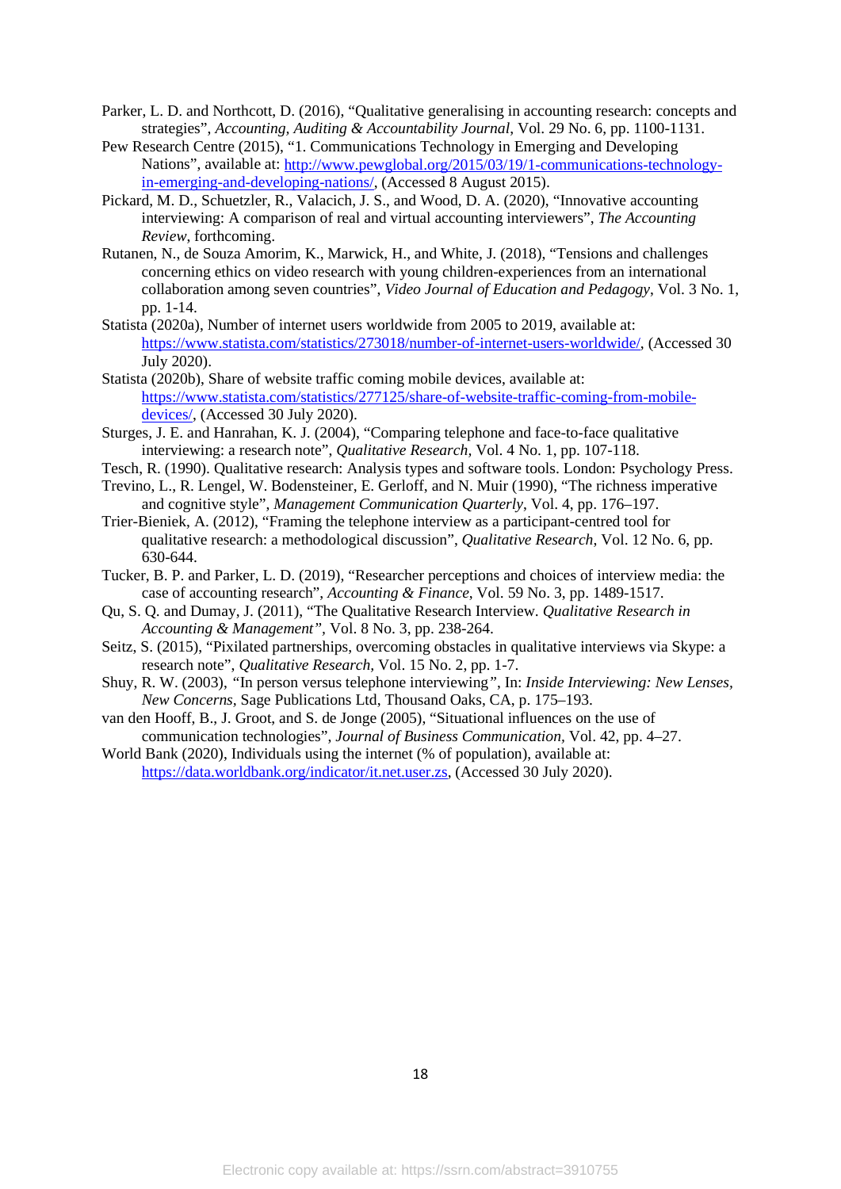Parker, L. D. and Northcott, D. (2016), "Qualitative generalising in accounting research: concepts and strategies", *Accounting, Auditing & Accountability Journal*, Vol. 29 No. 6, pp. 1100-1131.

Pew Research Centre (2015), "1. Communications Technology in Emerging and Developing Nations", available at: http://www.pewglobal.org/2015/03/19/1-communications-technology-in-emerging-and-developing-nations/, (Accessed 8 August 2015).

Pickard, M. D., Schuetzler, R., Valacich, J. S., and Wood, D. A. (2020), "Innovative accounting interviewing: A comparison of real and virtual accounting interviewers", *The Accounting Review*, forthcoming.

Rutanen, N., de Souza Amorim, K., Marwick, H., and White, J. (2018), "Tensions and challenges concerning ethics on video research with young children-experiences from an international collaboration among seven countries", *Video Journal of Education and Pedagogy*, Vol. 3 No. 1, pp. 1-14.

Statista (2020a), Number of internet users worldwide from 2005 to 2019, available at: https://www.statista.com/statistics/273018/number-of-internet-users-worldwide/, (Accessed 30 July 2020).

Statista (2020b), Share of website traffic coming mobile devices, available at: https://www.statista.com/statistics/277125/share-of-website-traffic-coming-from-mobile-devices/, (Accessed 30 July 2020).

Sturges, J. E. and Hanrahan, K. J. (2004), "Comparing telephone and face-to-face qualitative interviewing: a research note", *Qualitative Research*, Vol. 4 No. 1, pp. 107-118.

Tesch, R. (1990). Qualitative research: Analysis types and software tools. London: Psychology Press.

Trevino, L., R. Lengel, W. Bodensteiner, E. Gerloff, and N. Muir (1990), "The richness imperative and cognitive style", *Management Communication Quarterly*, Vol. 4, pp. 176–197.

Trier-Bieniek, A. (2012), "Framing the telephone interview as a participant-centred tool for qualitative research: a methodological discussion", *Qualitative Research*, Vol. 12 No. 6, pp. 630-644.

Tucker, B. P. and Parker, L. D. (2019), "Researcher perceptions and choices of interview media: the case of accounting research", *Accounting & Finance*, Vol. 59 No. 3, pp. 1489-1517.

Qu, S. Q. and Dumay, J. (2011), "The Qualitative Research Interview. *Qualitative Research in Accounting & Management"*, Vol. 8 No. 3, pp. 238-264.

Seitz, S. (2015), "Pixilated partnerships, overcoming obstacles in qualitative interviews via Skype: a research note", *Qualitative Research*, Vol. 15 No. 2, pp. 1-7.

Shuy, R. W. (2003), "In person versus telephone interviewing", In: *Inside Interviewing: New Lenses, New Concerns*, Sage Publications Ltd, Thousand Oaks, CA, p. 175–193.

van den Hooff, B., J. Groot, and S. de Jonge (2005), "Situational influences on the use of communication technologies", *Journal of Business Communication*, Vol. 42, pp. 4–27.

World Bank (2020), Individuals using the internet (% of population), available at: https://data.worldbank.org/indicator/it.net.user.zs, (Accessed 30 July 2020).